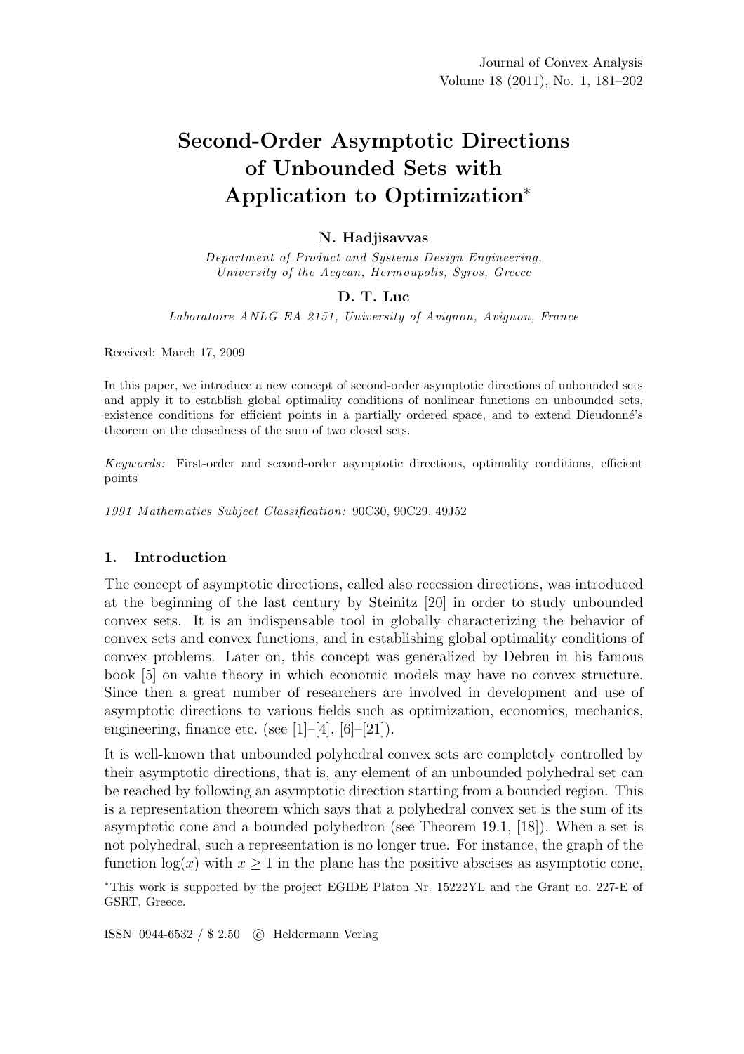# Second-Order Asymptotic Directions of Unbounded Sets with Application to Optimization*

**N. Hadjisavvas**

*Department of Product and Systems Design Engineering, University of the Aegean, Hermoupolis, Syros, Greece*

**D. T. Luc**

*Laboratoire ANLG EA 2151, University of Avignon, Avignon, France*

Received: March 17, 2009

In this paper, we introduce a new concept of second-order asymptotic directions of unbounded sets and apply it to establish global optimality conditions of nonlinear functions on unbounded sets, existence conditions for efficient points in a partially ordered space, and to extend Dieudonné's theorem on the closedness of the sum of two closed sets.

*Keywords:* First-order and second-order asymptotic directions, optimality conditions, efficient points

*1991 Mathematics Subject Classification:* 90C30, 90C29, 49J52

## 1. Introduction

The concept of asymptotic directions, called also recession directions, was introduced at the beginning of the last century by Steinitz [20] in order to study unbounded convex sets. It is an indispensable tool in globally characterizing the behavior of convex sets and convex functions, and in establishing global optimality conditions of convex problems. Later on, this concept was generalized by Debreu in his famous book [5] on value theory in which economic models may have no convex structure. Since then a great number of researchers are involved in development and use of asymptotic directions to various fields such as optimization, economics, mechanics, engineering, finance etc. (see [1]–[4], [6]–[21]).

It is well-known that unbounded polyhedral convex sets are completely controlled by their asymptotic directions, that is, any element of an unbounded polyhedral set can be reached by following an asymptotic direction starting from a bounded region. This is a representation theorem which says that a polyhedral convex set is the sum of its asymptotic cone and a bounded polyhedron (see Theorem 19.1, [18]). When a set is not polyhedral, such a representation is no longer true. For instance, the graph of the function $\log(x)$ with $x \geq 1$ in the plane has the positive abscises as asymptotic cone,

*This work is supported by the project EGIDE Platon Nr. 15222YL and the Grant no. 227-E of GSRT, Greece.

ISSN 0944-6532 / $ 2.50 © Heldermann Verlag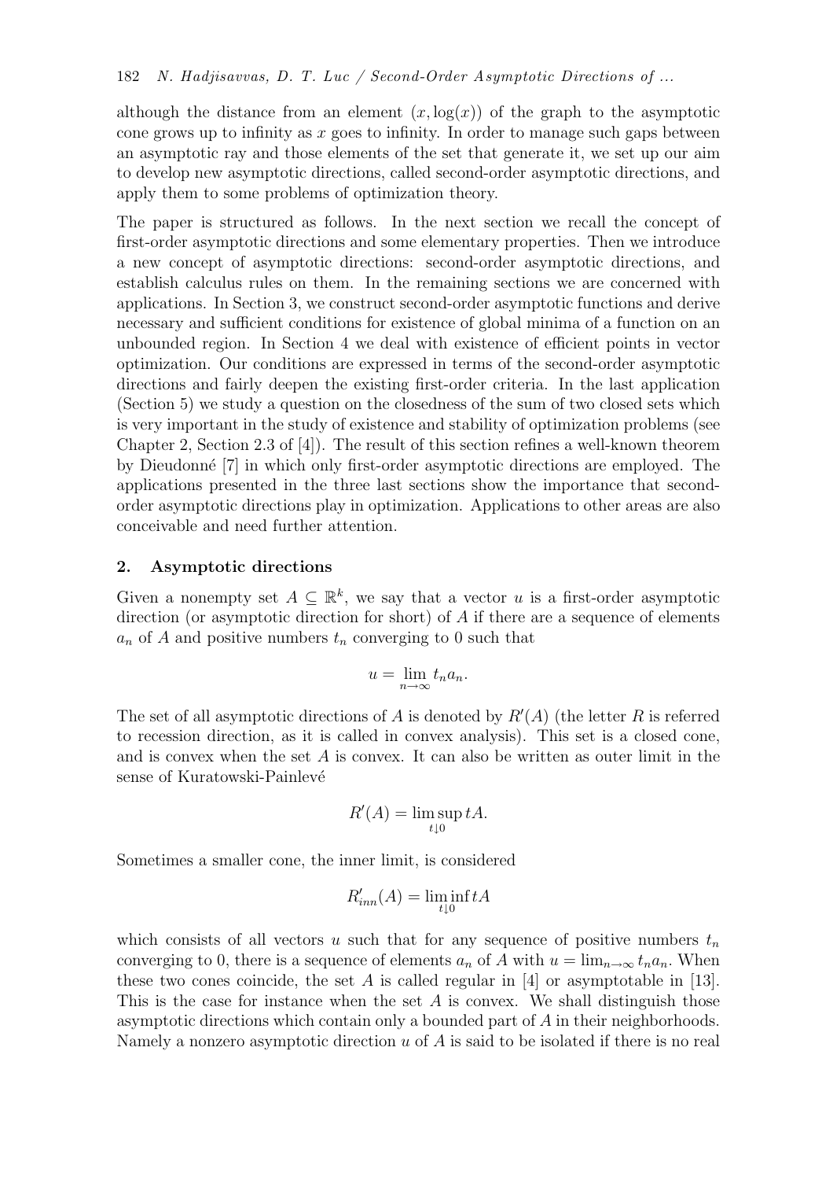although the distance from an element $(x, \log(x))$ of the graph to the asymptotic cone grows up to infinity as $x$ goes to infinity. In order to manage such gaps between an asymptotic ray and those elements of the set that generate it, we set up our aim to develop new asymptotic directions, called second-order asymptotic directions, and apply them to some problems of optimization theory.

The paper is structured as follows. In the next section we recall the concept of first-order asymptotic directions and some elementary properties. Then we introduce a new concept of asymptotic directions: second-order asymptotic directions, and establish calculus rules on them. In the remaining sections we are concerned with applications. In Section 3, we construct second-order asymptotic functions and derive necessary and sufficient conditions for existence of global minima of a function on an unbounded region. In Section 4 we deal with existence of efficient points in vector optimization. Our conditions are expressed in terms of the second-order asymptotic directions and fairly deepen the existing first-order criteria. In the last application (Section 5) we study a question on the closedness of the sum of two closed sets which is very important in the study of existence and stability of optimization problems (see Chapter 2, Section 2.3 of [4]). The result of this section refines a well-known theorem by Dieudonné [7] in which only first-order asymptotic directions are employed. The applications presented in the three last sections show the importance that second-order asymptotic directions play in optimization. Applications to other areas are also conceivable and need further attention.

## 2. Asymptotic directions

Given a nonempty set $A \subseteq \mathbb{R}^k$, we say that a vector $u$ is a first-order asymptotic direction (or asymptotic direction for short) of $A$ if there are a sequence of elements $a_n$ of $A$ and positive numbers $t_n$ converging to 0 such that

$$u = \lim_{n\to\infty} t_n a_n.$$

The set of all asymptotic directions of $A$ is denoted by $R'(A)$ (the letter $R$ is referred to recession direction, as it is called in convex analysis). This set is a closed cone, and is convex when the set $A$ is convex. It can also be written as outer limit in the sense of Kuratowski-Painlevé

$$R'(A) = \limsup_{t\downarrow 0} tA.$$

Sometimes a smaller cone, the inner limit, is considered

$$R'_{inn}(A) = \liminf_{t\downarrow 0} tA$$

which consists of all vectors $u$ such that for any sequence of positive numbers $t_n$ converging to 0, there is a sequence of elements $a_n$ of $A$ with $u = \lim_{n\to\infty} t_n a_n$. When these two cones coincide, the set $A$ is called regular in [4] or asymptotable in [13]. This is the case for instance when the set $A$ is convex. We shall distinguish those asymptotic directions which contain only a bounded part of $A$ in their neighborhoods. Namely a nonzero asymptotic direction $u$ of $A$ is said to be isolated if there is no real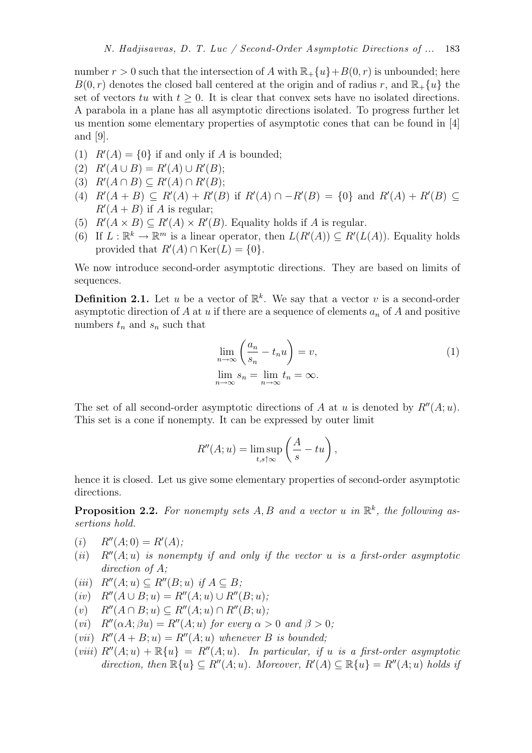number $r > 0$ such that the intersection of $A$ with $\mathbb{R}_+\{u\}+B(0,r)$ is unbounded; here $B(0,r)$ denotes the closed ball centered at the origin and of radius $r$, and $\mathbb{R}_+\{u\}$ the set of vectors $tu$ with $t \geq 0$. It is clear that convex sets have no isolated directions. A parabola in a plane has all asymptotic directions isolated. To progress further let us mention some elementary properties of asymptotic cones that can be found in [4] and [9].

(1) $R'(A) = \{0\}$ if and only if $A$ is bounded;

(2) $R'(A \cup B) = R'(A) \cup R'(B)$;

(3) $R'(A \cap B) \subseteq R'(A) \cap R'(B)$;

(4) $R'(A + B) \subseteq R'(A) + R'(B)$ if $R'(A) \cap -R'(B) = \{0\}$ and $R'(A) + R'(B) \subseteq R'(A+B)$ if $A$ is regular;

(5) $R'(A \times B) \subseteq R'(A) \times R'(B)$. Equality holds if $A$ is regular.

(6) If $L : \mathbb{R}^k \to \mathbb{R}^m$ is a linear operator, then $L(R'(A)) \subseteq R'(L(A))$. Equality holds provided that $R'(A) \cap \mathrm{Ker}(L) = \{0\}$.

We now introduce second-order asymptotic directions. They are based on limits of sequences.

**Definition 2.1.** Let $u$ be a vector of $\mathbb{R}^k$. We say that a vector $v$ is a second-order asymptotic direction of $A$ at $u$ if there are a sequence of elements $a_n$ of $A$ and positive numbers $t_n$ and $s_n$ such that

$$\lim_{n\to\infty}\left(\frac{a_n}{s_n} - t_n u\right) = v, \tag{1}$$

$$\lim_{n\to\infty} s_n = \lim_{n\to\infty} t_n = \infty.$$

The set of all second-order asymptotic directions of $A$ at $u$ is denoted by $R''(A;u)$. This set is a cone if nonempty. It can be expressed by outer limit

$$R''(A;u) = \limsup_{t,s\uparrow\infty}\left(\frac{A}{s} - tu\right),$$

hence it is closed. Let us give some elementary properties of second-order asymptotic directions.

**Proposition 2.2.** *For nonempty sets $A, B$ and a vector $u$ in $\mathbb{R}^k$, the following assertions hold.*

$(i)$ $R''(A;0) = R'(A)$;

$(ii)$ *$R''(A;u)$ is nonempty if and only if the vector $u$ is a first-order asymptotic direction of $A$;*

$(iii)$ *$R''(A;u) \subseteq R''(B;u)$ if $A \subseteq B$;*

$(iv)$ $R''(A \cup B;u) = R''(A;u) \cup R''(B;u)$;

$(v)$ $R''(A \cap B;u) \subseteq R''(A;u) \cap R''(B;u)$;

$(vi)$ *$R''(\alpha A;\beta u) = R''(A;u)$ for every $\alpha > 0$ and $\beta > 0$;*

$(vii)$ *$R''(A + B;u) = R''(A;u)$ whenever $B$ is bounded;*

$(viii)$ *$R''(A;u) + \mathbb{R}\{u\} = R''(A;u)$. In particular, if $u$ is a first-order asymptotic direction, then $\mathbb{R}\{u\} \subseteq R''(A;u)$. Moreover, $R'(A) \subseteq \mathbb{R}\{u\} = R''(A;u)$ holds if*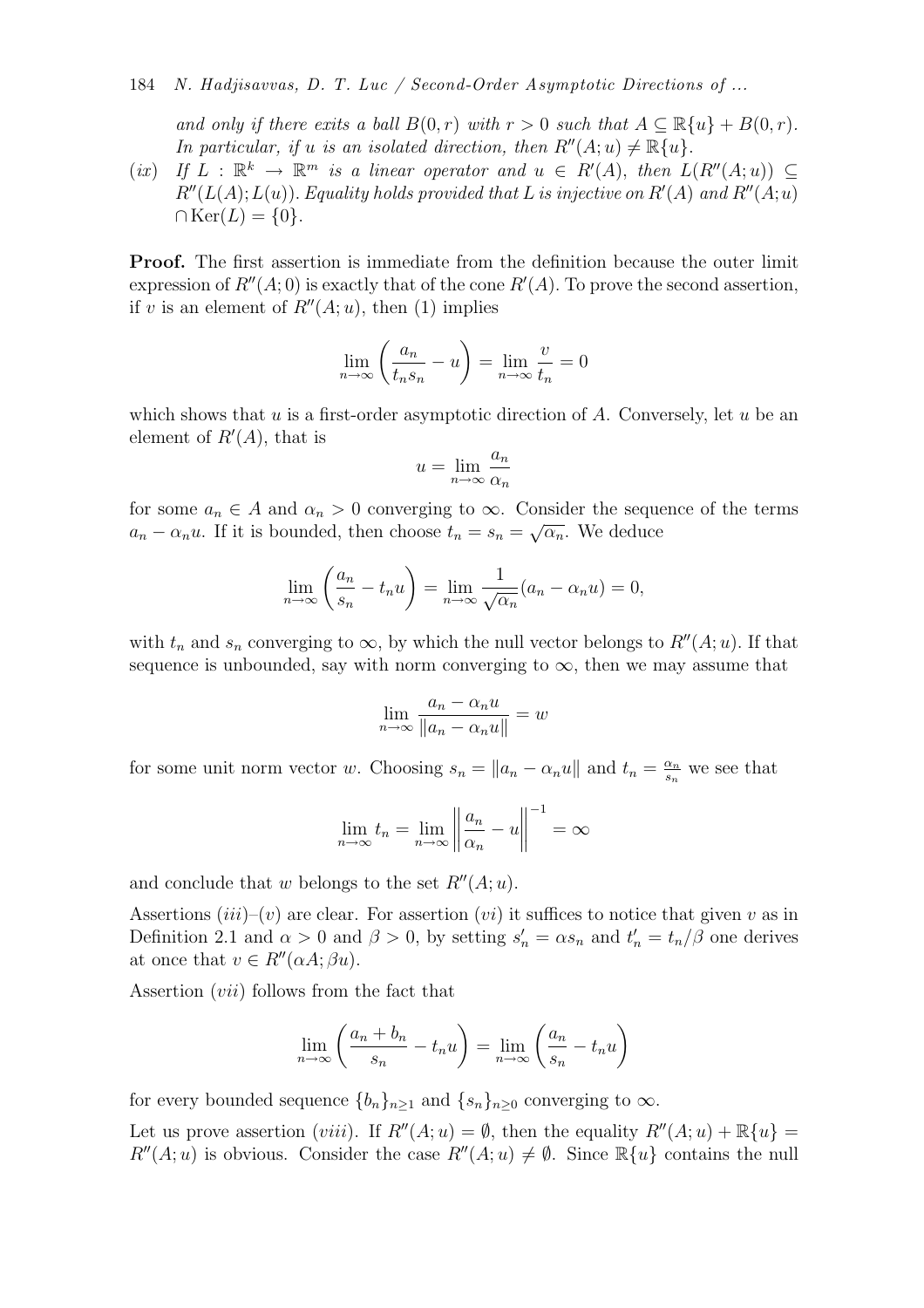*and only if there exits a ball $B(0, r)$ with $r > 0$ such that $A \subseteq \mathbb{R}\{u\} + B(0, r)$. In particular, if $u$ is an isolated direction, then $R''(A; u) \neq \mathbb{R}\{u\}$.*

$(ix)$ *If $L : \mathbb{R}^k \to \mathbb{R}^m$ is a linear operator and $u \in R'(A)$, then $L(R''(A; u)) \subseteq R''(L(A); L(u))$. Equality holds provided that $L$ is injective on $R'(A)$ and $R''(A; u) \cap \mathrm{Ker}(L) = \{0\}$.*

**Proof.** The first assertion is immediate from the definition because the outer limit expression of $R''(A; 0)$ is exactly that of the cone $R'(A)$. To prove the second assertion, if $v$ is an element of $R''(A; u)$, then (1) implies

$$\lim_{n\to\infty} \left( \frac{a_n}{t_n s_n} - u \right) = \lim_{n\to\infty} \frac{v}{t_n} = 0$$

which shows that $u$ is a first-order asymptotic direction of $A$. Conversely, let $u$ be an element of $R'(A)$, that is

$$u = \lim_{n\to\infty} \frac{a_n}{\alpha_n}$$

for some $a_n \in A$ and $\alpha_n > 0$ converging to $\infty$. Consider the sequence of the terms $a_n - \alpha_n u$. If it is bounded, then choose $t_n = s_n = \sqrt{\alpha_n}$. We deduce

$$\lim_{n\to\infty} \left( \frac{a_n}{s_n} - t_n u \right) = \lim_{n\to\infty} \frac{1}{\sqrt{\alpha_n}} (a_n - \alpha_n u) = 0,$$

with $t_n$ and $s_n$ converging to $\infty$, by which the null vector belongs to $R''(A; u)$. If that sequence is unbounded, say with norm converging to $\infty$, then we may assume that

$$\lim_{n\to\infty} \frac{a_n - \alpha_n u}{\|a_n - \alpha_n u\|} = w$$

for some unit norm vector $w$. Choosing $s_n = \|a_n - \alpha_n u\|$ and $t_n = \frac{\alpha_n}{s_n}$ we see that

$$\lim_{n\to\infty} t_n = \lim_{n\to\infty} \left\| \frac{a_n}{\alpha_n} - u \right\|^{-1} = \infty$$

and conclude that $w$ belongs to the set $R''(A; u)$.

Assertions $(iii)$–$(v)$ are clear. For assertion $(vi)$ it suffices to notice that given $v$ as in Definition 2.1 and $\alpha > 0$ and $\beta > 0$, by setting $s'_n = \alpha s_n$ and $t'_n = t_n/\beta$ one derives at once that $v \in R''(\alpha A; \beta u)$.

Assertion $(vii)$ follows from the fact that

$$\lim_{n\to\infty} \left( \frac{a_n + b_n}{s_n} - t_n u \right) = \lim_{n\to\infty} \left( \frac{a_n}{s_n} - t_n u \right)$$

for every bounded sequence $\{b_n\}_{n\geq 1}$ and $\{s_n\}_{n\geq 0}$ converging to $\infty$.

Let us prove assertion $(viii)$. If $R''(A; u) = \emptyset$, then the equality $R''(A; u) + \mathbb{R}\{u\} = R''(A; u)$ is obvious. Consider the case $R''(A; u) \neq \emptyset$. Since $\mathbb{R}\{u\}$ contains the null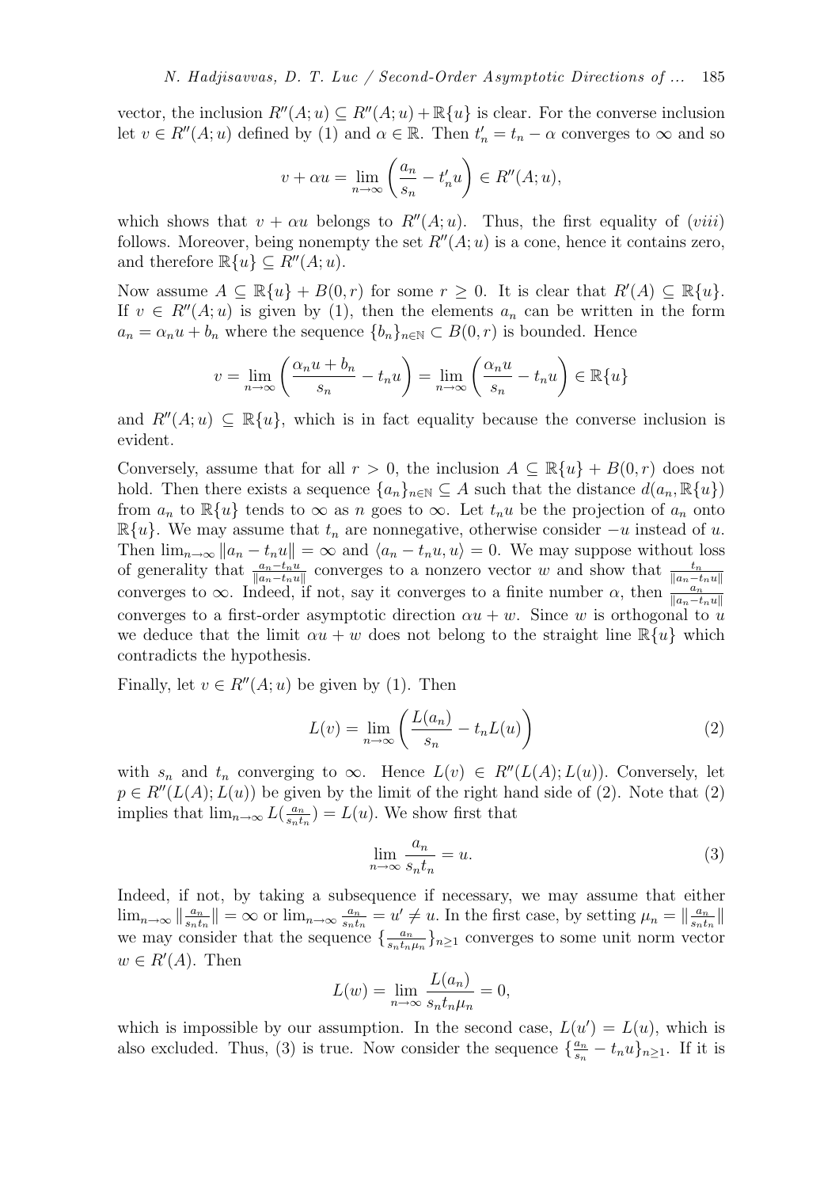vector, the inclusion $R''(A;u) \subseteq R''(A;u) + \mathbb{R}\{u\}$ is clear. For the converse inclusion let $v \in R''(A;u)$ defined by (1) and $\alpha \in \mathbb{R}$. Then $t'_n = t_n - \alpha$ converges to $\infty$ and so

$$v + \alpha u = \lim_{n\to\infty} \left( \frac{a_n}{s_n} - t'_n u \right) \in R''(A;u),$$

which shows that $v + \alpha u$ belongs to $R''(A;u)$. Thus, the first equality of $(viii)$ follows. Moreover, being nonempty the set $R''(A;u)$ is a cone, hence it contains zero, and therefore $\mathbb{R}\{u\} \subseteq R''(A;u)$.

Now assume $A \subseteq \mathbb{R}\{u\} + B(0,r)$ for some $r \geq 0$. It is clear that $R'(A) \subseteq \mathbb{R}\{u\}$. If $v \in R''(A;u)$ is given by (1), then the elements $a_n$ can be written in the form $a_n = \alpha_n u + b_n$ where the sequence $\{b_n\}_{n\in\mathbb{N}} \subset B(0,r)$ is bounded. Hence

$$v = \lim_{n\to\infty} \left( \frac{\alpha_n u + b_n}{s_n} - t_n u \right) = \lim_{n\to\infty} \left( \frac{\alpha_n u}{s_n} - t_n u \right) \in \mathbb{R}\{u\}$$

and $R''(A;u) \subseteq \mathbb{R}\{u\}$, which is in fact equality because the converse inclusion is evident.

Conversely, assume that for all $r > 0$, the inclusion $A \subseteq \mathbb{R}\{u\} + B(0,r)$ does not hold. Then there exists a sequence $\{a_n\}_{n\in\mathbb{N}} \subseteq A$ such that the distance $d(a_n, \mathbb{R}\{u\})$ from $a_n$ to $\mathbb{R}\{u\}$ tends to $\infty$ as $n$ goes to $\infty$. Let $t_n u$ be the projection of $a_n$ onto $\mathbb{R}\{u\}$. We may assume that $t_n$ are nonnegative, otherwise consider $-u$ instead of $u$. Then $\lim_{n\to\infty} \|a_n - t_n u\| = \infty$ and $\langle a_n - t_n u, u\rangle = 0$. We may suppose without loss of generality that $\frac{a_n - t_n u}{\|a_n - t_n u\|}$ converges to a nonzero vector $w$ and show that $\frac{t_n}{\|a_n - t_n u\|}$ converges to $\infty$. Indeed, if not, say it converges to a finite number $\alpha$, then $\frac{a_n}{\|a_n - t_n u\|}$ converges to a first-order asymptotic direction $\alpha u + w$. Since $w$ is orthogonal to $u$ we deduce that the limit $\alpha u + w$ does not belong to the straight line $\mathbb{R}\{u\}$ which contradicts the hypothesis.

Finally, let $v \in R''(A;u)$ be given by (1). Then

$$L(v) = \lim_{n\to\infty} \left( \frac{L(a_n)}{s_n} - t_n L(u) \right) \tag{2}$$

with $s_n$ and $t_n$ converging to $\infty$. Hence $L(v) \in R''(L(A); L(u))$. Conversely, let $p \in R''(L(A); L(u))$ be given by the limit of the right hand side of (2). Note that (2) implies that $\lim_{n\to\infty} L(\frac{a_n}{s_n t_n}) = L(u)$. We show first that

$$\lim_{n\to\infty} \frac{a_n}{s_n t_n} = u. \tag{3}$$

Indeed, if not, by taking a subsequence if necessary, we may assume that either $\lim_{n\to\infty} \|\frac{a_n}{s_n t_n}\| = \infty$ or $\lim_{n\to\infty} \frac{a_n}{s_n t_n} = u' \neq u$. In the first case, by setting $\mu_n = \|\frac{a_n}{s_n t_n}\|$ we may consider that the sequence $\{\frac{a_n}{s_n t_n \mu_n}\}_{n\geq 1}$ converges to some unit norm vector $w \in R'(A)$. Then

$$L(w) = \lim_{n\to\infty} \frac{L(a_n)}{s_n t_n \mu_n} = 0,$$

which is impossible by our assumption. In the second case, $L(u') = L(u)$, which is also excluded. Thus, (3) is true. Now consider the sequence $\{\frac{a_n}{s_n} - t_n u\}_{n\geq 1}$. If it is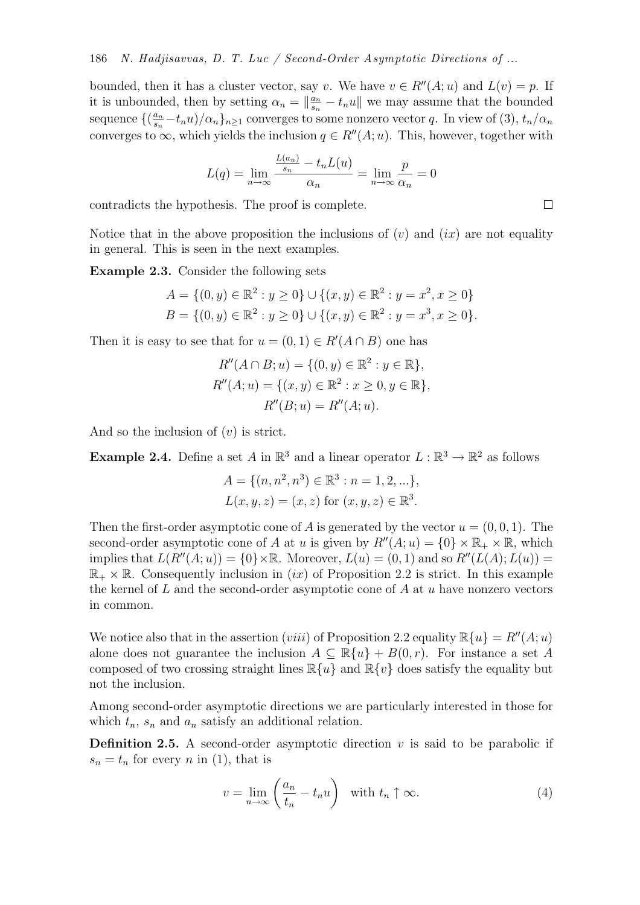bounded, then it has a cluster vector, say $v$. We have $v \in R''(A; u)$ and $L(v) = p$. If it is unbounded, then by setting $\alpha_n = \|\frac{a_n}{s_n} - t_n u\|$ we may assume that the bounded sequence $\{(\frac{a_n}{s_n} - t_n u)/\alpha_n\}_{n \geq 1}$ converges to some nonzero vector $q$. In view of (3), $t_n/\alpha_n$ converges to $\infty$, which yields the inclusion $q \in R''(A; u)$. This, however, together with

$$L(q) = \lim_{n \to \infty} \frac{\frac{L(a_n)}{s_n} - t_n L(u)}{\alpha_n} = \lim_{n \to \infty} \frac{p}{\alpha_n} = 0$$

contradicts the hypothesis. The proof is complete. □

Notice that in the above proposition the inclusions of $(v)$ and $(ix)$ are not equality in general. This is seen in the next examples.

**Example 2.3.** Consider the following sets

$$A = \{(0, y) \in \mathbb{R}^2 : y \geq 0\} \cup \{(x, y) \in \mathbb{R}^2 : y = x^2, x \geq 0\}$$
$$B = \{(0, y) \in \mathbb{R}^2 : y \geq 0\} \cup \{(x, y) \in \mathbb{R}^2 : y = x^3, x \geq 0\}.$$

Then it is easy to see that for $u = (0, 1) \in R'(A \cap B)$ one has

$$R''(A \cap B; u) = \{(0, y) \in \mathbb{R}^2 : y \in \mathbb{R}\},$$
$$R''(A; u) = \{(x, y) \in \mathbb{R}^2 : x \geq 0, y \in \mathbb{R}\},$$
$$R''(B; u) = R''(A; u).$$

And so the inclusion of $(v)$ is strict.

**Example 2.4.** Define a set $A$ in $\mathbb{R}^3$ and a linear operator $L : \mathbb{R}^3 \to \mathbb{R}^2$ as follows

$$A = \{(n, n^2, n^3) \in \mathbb{R}^3 : n = 1, 2, ...\},$$
$$L(x, y, z) = (x, z) \text{ for } (x, y, z) \in \mathbb{R}^3.$$

Then the first-order asymptotic cone of $A$ is generated by the vector $u = (0, 0, 1)$. The second-order asymptotic cone of $A$ at $u$ is given by $R''(A; u) = \{0\} \times \mathbb{R}_+ \times \mathbb{R}$, which implies that $L(R''(A; u)) = \{0\} \times \mathbb{R}$. Moreover, $L(u) = (0, 1)$ and so $R''(L(A); L(u)) = \mathbb{R}_+ \times \mathbb{R}$. Consequently inclusion in $(ix)$ of Proposition 2.2 is strict. In this example the kernel of $L$ and the second-order asymptotic cone of $A$ at $u$ have nonzero vectors in common.

We notice also that in the assertion $(viii)$ of Proposition 2.2 equality $\mathbb{R}\{u\} = R''(A; u)$ alone does not guarantee the inclusion $A \subseteq \mathbb{R}\{u\} + B(0, r)$. For instance a set $A$ composed of two crossing straight lines $\mathbb{R}\{u\}$ and $\mathbb{R}\{v\}$ does satisfy the equality but not the inclusion.

Among second-order asymptotic directions we are particularly interested in those for which $t_n$, $s_n$ and $a_n$ satisfy an additional relation.

**Definition 2.5.** A second-order asymptotic direction $v$ is said to be parabolic if $s_n = t_n$ for every $n$ in (1), that is

$$v = \lim_{n \to \infty} \left( \frac{a_n}{t_n} - t_n u \right) \quad \text{with } t_n \uparrow \infty. \tag{4}$$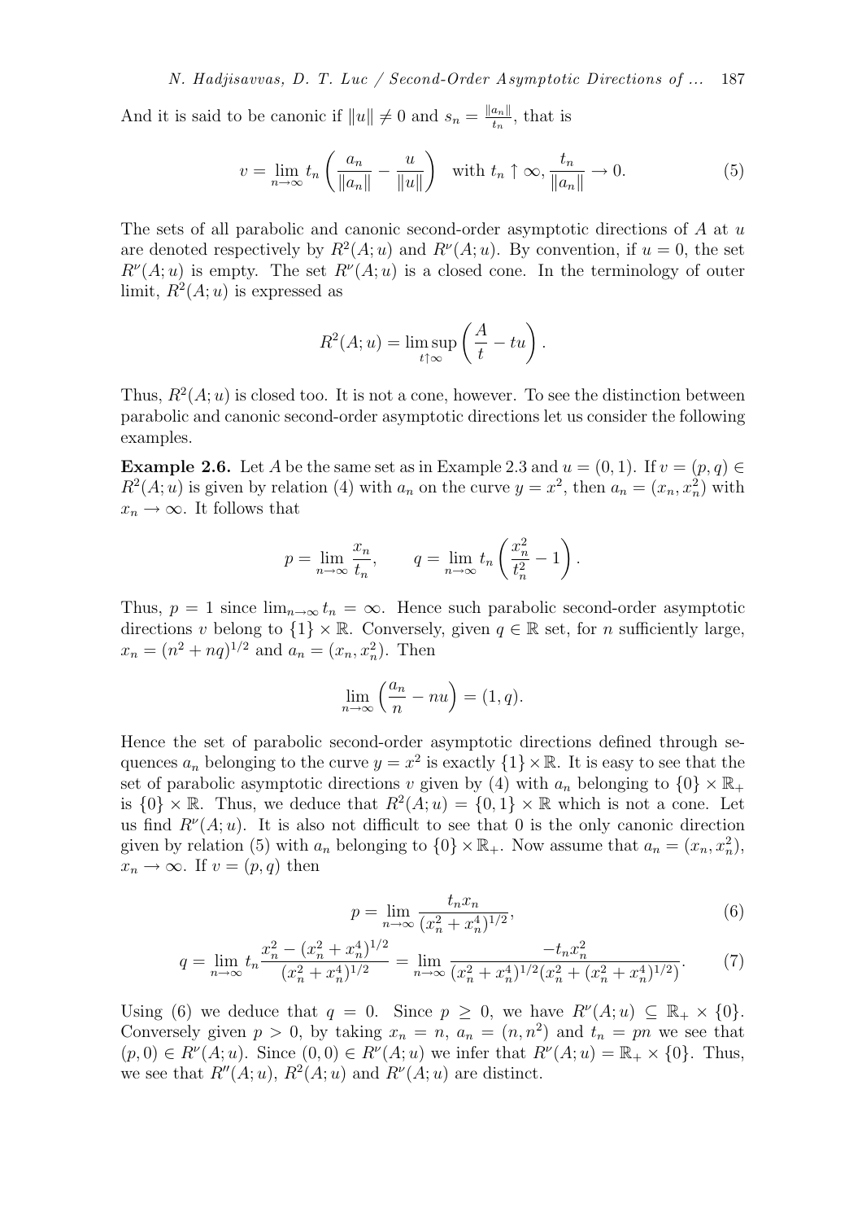And it is said to be canonic if $\|u\| \neq 0$ and $s_n = \frac{\|a_n\|}{t_n}$, that is

$$v = \lim_{n\to\infty} t_n \left( \frac{a_n}{\|a_n\|} - \frac{u}{\|u\|} \right) \quad \text{with } t_n \uparrow \infty, \frac{t_n}{\|a_n\|} \to 0. \tag{5}$$

The sets of all parabolic and canonic second-order asymptotic directions of $A$ at $u$ are denoted respectively by $R^2(A;u)$ and $R^\nu(A;u)$. By convention, if $u = 0$, the set $R^\nu(A;u)$ is empty. The set $R^\nu(A;u)$ is a closed cone. In the terminology of outer limit, $R^2(A;u)$ is expressed as

$$R^2(A;u) = \limsup_{t\uparrow\infty} \left( \frac{A}{t} - tu \right).$$

Thus, $R^2(A;u)$ is closed too. It is not a cone, however. To see the distinction between parabolic and canonic second-order asymptotic directions let us consider the following examples.

**Example 2.6.** Let $A$ be the same set as in Example 2.3 and $u = (0,1)$. If $v = (p,q) \in R^2(A;u)$ is given by relation (4) with $a_n$ on the curve $y = x^2$, then $a_n = (x_n, x_n^2)$ with $x_n \to \infty$. It follows that

$$p = \lim_{n\to\infty} \frac{x_n}{t_n}, \qquad q = \lim_{n\to\infty} t_n \left( \frac{x_n^2}{t_n^2} - 1 \right).$$

Thus, $p = 1$ since $\lim_{n\to\infty} t_n = \infty$. Hence such parabolic second-order asymptotic directions $v$ belong to $\{1\} \times \mathbb{R}$. Conversely, given $q \in \mathbb{R}$ set, for $n$ sufficiently large, $x_n = (n^2 + nq)^{1/2}$ and $a_n = (x_n, x_n^2)$. Then

$$\lim_{n\to\infty} \left( \frac{a_n}{n} - nu \right) = (1,q).$$

Hence the set of parabolic second-order asymptotic directions defined through sequences $a_n$ belonging to the curve $y = x^2$ is exactly $\{1\} \times \mathbb{R}$. It is easy to see that the set of parabolic asymptotic directions $v$ given by (4) with $a_n$ belonging to $\{0\} \times \mathbb{R}_+$ is $\{0\} \times \mathbb{R}$. Thus, we deduce that $R^2(A;u) = \{0,1\} \times \mathbb{R}$ which is not a cone. Let us find $R^\nu(A;u)$. It is also not difficult to see that 0 is the only canonic direction given by relation (5) with $a_n$ belonging to $\{0\} \times \mathbb{R}_+$. Now assume that $a_n = (x_n, x_n^2)$, $x_n \to \infty$. If $v = (p,q)$ then

$$p = \lim_{n\to\infty} \frac{t_n x_n}{(x_n^2 + x_n^4)^{1/2}}, \tag{6}$$

$$q = \lim_{n\to\infty} t_n \frac{x_n^2 - (x_n^2 + x_n^4)^{1/2}}{(x_n^2 + x_n^4)^{1/2}} = \lim_{n\to\infty} \frac{-t_n x_n^2}{(x_n^2 + x_n^4)^{1/2}(x_n^2 + (x_n^2 + x_n^4)^{1/2})}. \tag{7}$$

Using (6) we deduce that $q = 0$. Since $p \geq 0$, we have $R^\nu(A;u) \subseteq \mathbb{R}_+ \times \{0\}$. Conversely given $p > 0$, by taking $x_n = n$, $a_n = (n, n^2)$ and $t_n = pn$ we see that $(p,0) \in R^\nu(A;u)$. Since $(0,0) \in R^\nu(A;u)$ we infer that $R^\nu(A;u) = \mathbb{R}_+ \times \{0\}$. Thus, we see that $R''(A;u)$, $R^2(A;u)$ and $R^\nu(A;u)$ are distinct.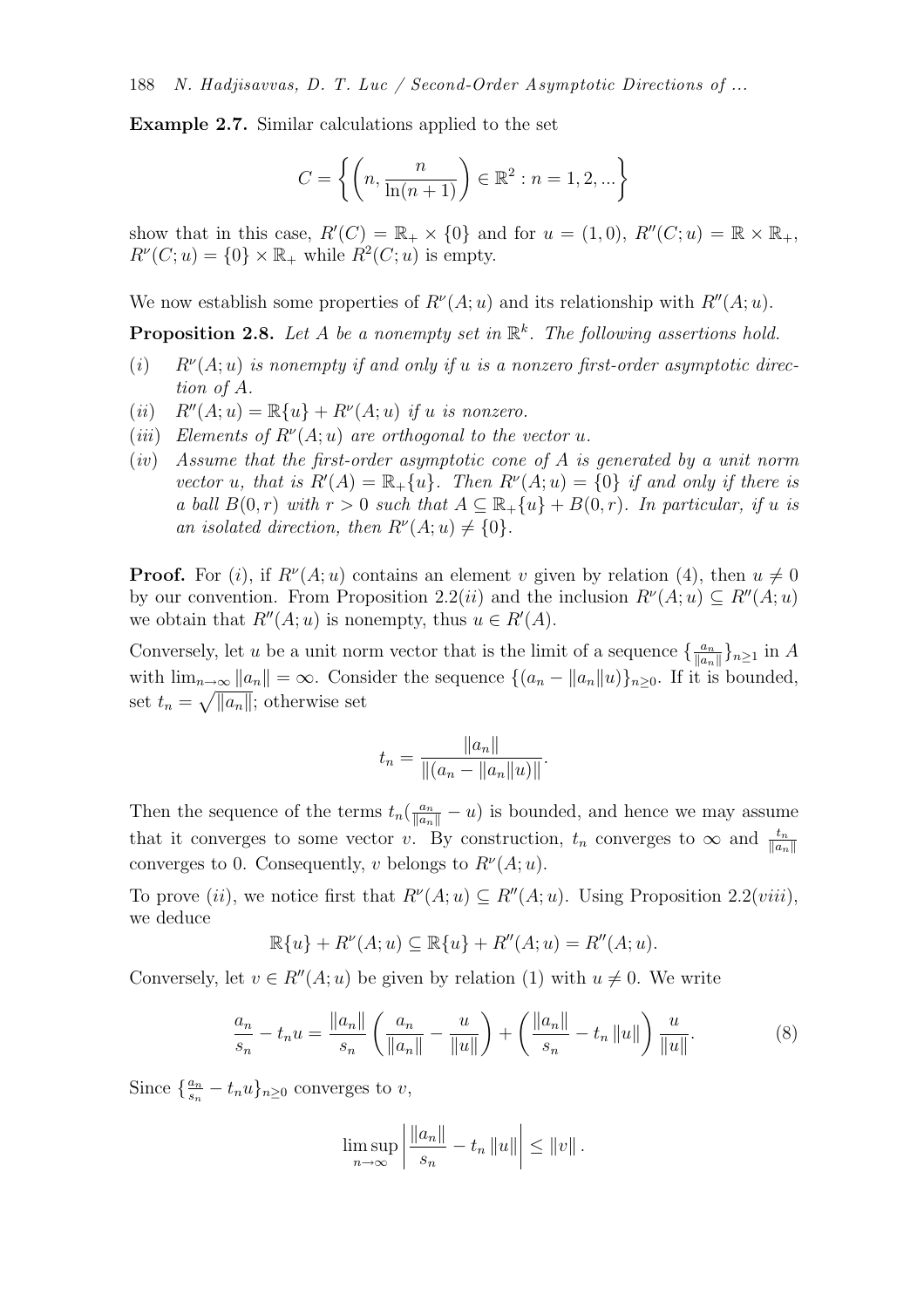**Example 2.7.** Similar calculations applied to the set

$$C = \left\{ \left( n, \frac{n}{\ln(n+1)} \right) \in \mathbb{R}^2 : n = 1, 2, ... \right\}$$

show that in this case, $R'(C) = \mathbb{R}_+ \times \{0\}$ and for $u = (1, 0)$, $R''(C; u) = \mathbb{R} \times \mathbb{R}_+$, $R^\nu(C; u) = \{0\} \times \mathbb{R}_+$ while $R^2(C; u)$ is empty.

We now establish some properties of $R^\nu(A; u)$ and its relationship with $R''(A; u)$.

**Proposition 2.8.** *Let $A$ be a nonempty set in $\mathbb{R}^k$. The following assertions hold.*

- $(i)$ *$R^\nu(A; u)$ is nonempty if and only if $u$ is a nonzero first-order asymptotic direction of $A$.*
- $(ii)$ *$R''(A; u) = \mathbb{R}\{u\} + R^\nu(A; u)$ if $u$ is nonzero.*
- $(iii)$ *Elements of $R^\nu(A; u)$ are orthogonal to the vector $u$.*
- $(iv)$ *Assume that the first-order asymptotic cone of $A$ is generated by a unit norm vector $u$, that is $R'(A) = \mathbb{R}_+\{u\}$. Then $R^\nu(A; u) = \{0\}$ if and only if there is a ball $B(0, r)$ with $r > 0$ such that $A \subseteq \mathbb{R}_+\{u\} + B(0, r)$. In particular, if $u$ is an isolated direction, then $R^\nu(A; u) \neq \{0\}$.*

**Proof.** For $(i)$, if $R^\nu(A; u)$ contains an element $v$ given by relation (4), then $u \neq 0$ by our convention. From Proposition 2.2$(ii)$ and the inclusion $R^\nu(A; u) \subseteq R''(A; u)$ we obtain that $R''(A; u)$ is nonempty, thus $u \in R'(A)$.

Conversely, let $u$ be a unit norm vector that is the limit of a sequence $\{\frac{a_n}{\|a_n\|}\}_{n \geq 1}$ in $A$ with $\lim_{n\to\infty} \|a_n\| = \infty$. Consider the sequence $\{(a_n - \|a_n\|u)\}_{n \geq 0}$. If it is bounded, set $t_n = \sqrt{\|a_n\|}$; otherwise set

$$t_n = \frac{\|a_n\|}{\|(a_n - \|a_n\|u)\|}.$$

Then the sequence of the terms $t_n(\frac{a_n}{\|a_n\|} - u)$ is bounded, and hence we may assume that it converges to some vector $v$. By construction, $t_n$ converges to $\infty$ and $\frac{t_n}{\|a_n\|}$ converges to 0. Consequently, $v$ belongs to $R^\nu(A; u)$.

To prove $(ii)$, we notice first that $R^\nu(A; u) \subseteq R''(A; u)$. Using Proposition 2.2$(viii)$, we deduce

$$\mathbb{R}\{u\} + R^\nu(A; u) \subseteq \mathbb{R}\{u\} + R''(A; u) = R''(A; u).$$

Conversely, let $v \in R''(A; u)$ be given by relation (1) with $u \neq 0$. We write

$$\frac{a_n}{s_n} - t_n u = \frac{\|a_n\|}{s_n} \left( \frac{a_n}{\|a_n\|} - \frac{u}{\|u\|} \right) + \left( \frac{\|a_n\|}{s_n} - t_n \|u\| \right) \frac{u}{\|u\|}. \tag{8}$$

Since $\{\frac{a_n}{s_n} - t_n u\}_{n \geq 0}$ converges to $v$,

$$\limsup_{n\to\infty} \left| \frac{\|a_n\|}{s_n} - t_n \|u\| \right| \leq \|v\|.$$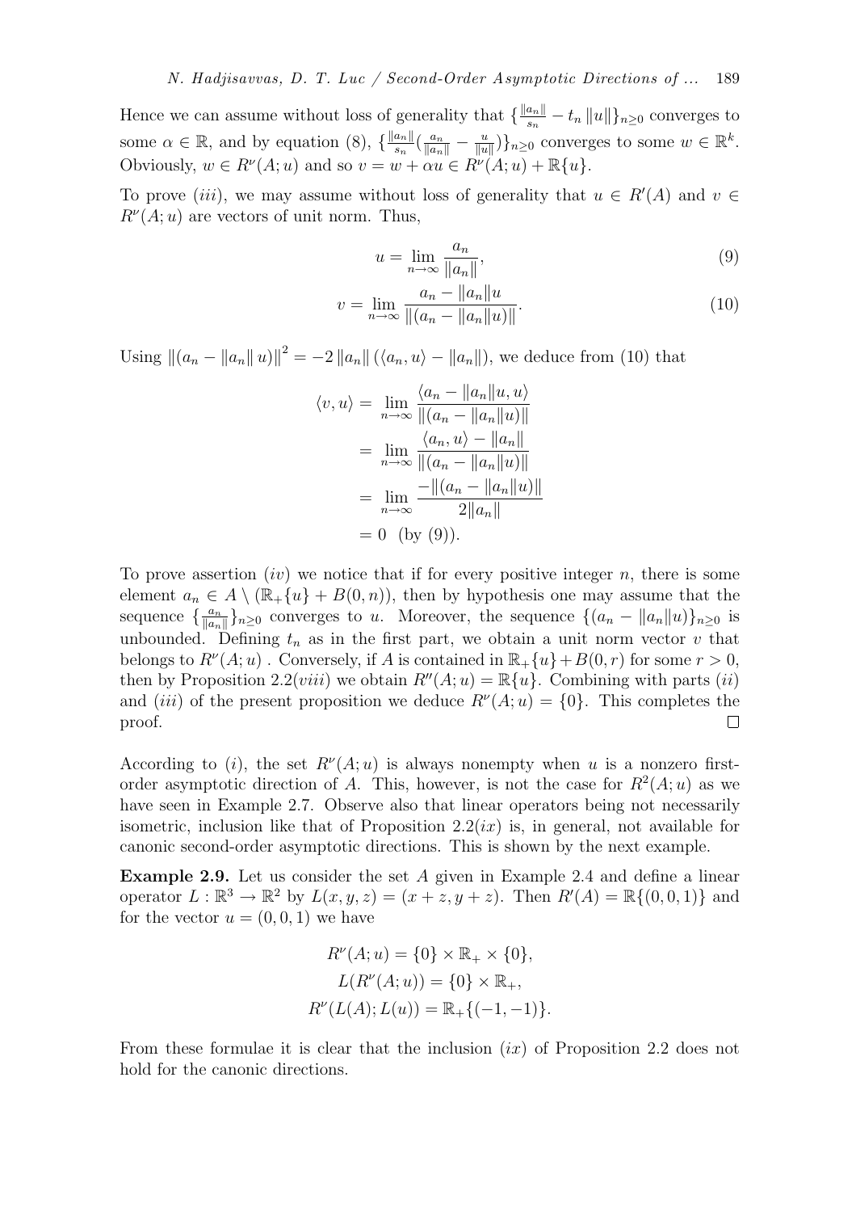Hence we can assume without loss of generality that $\{\frac{\|a_n\|}{s_n} - t_n \|u\|\}_{n\geq 0}$ converges to some $\alpha \in \mathbb{R}$, and by equation (8), $\{\frac{\|a_n\|}{s_n}(\frac{a_n}{\|a_n\|} - \frac{u}{\|u\|})\}_{n\geq 0}$ converges to some $w \in \mathbb{R}^k$. Obviously, $w \in R^\nu(A;u)$ and so $v = w + \alpha u \in R^\nu(A;u) + \mathbb{R}\{u\}$.

To prove $(iii)$, we may assume without loss of generality that $u \in R'(A)$ and $v \in R^\nu(A;u)$ are vectors of unit norm. Thus,

$$u = \lim_{n\to\infty} \frac{a_n}{\|a_n\|}, \tag{9}$$

$$v = \lim_{n\to\infty} \frac{a_n - \|a_n\|u}{\|(a_n - \|a_n\|u)\|}. \tag{10}$$

Using $\|(a_n - \|a_n\|\, u)\|^2 = -2\,\|a_n\|\,(\langle a_n, u\rangle - \|a_n\|)$, we deduce from (10) that

$$\begin{aligned}
\langle v, u\rangle &= \lim_{n\to\infty} \frac{\langle a_n - \|a_n\|u, u\rangle}{\|(a_n - \|a_n\|u)\|} \\
&= \lim_{n\to\infty} \frac{\langle a_n, u\rangle - \|a_n\|}{\|(a_n - \|a_n\|u)\|} \\
&= \lim_{n\to\infty} \frac{-\|(a_n - \|a_n\|u)\|}{2\|a_n\|} \\
&= 0 \quad \text{(by (9))}.
\end{aligned}$$

To prove assertion $(iv)$ we notice that if for every positive integer $n$, there is some element $a_n \in A \setminus (\mathbb{R}_+\{u\} + B(0,n))$, then by hypothesis one may assume that the sequence $\{\frac{a_n}{\|a_n\|}\}_{n\geq 0}$ converges to $u$. Moreover, the sequence $\{(a_n - \|a_n\|u)\}_{n\geq 0}$ is unbounded. Defining $t_n$ as in the first part, we obtain a unit norm vector $v$ that belongs to $R^\nu(A;u)$ . Conversely, if $A$ is contained in $\mathbb{R}_+\{u\} + B(0,r)$ for some $r > 0$, then by Proposition 2.2$(viii)$ we obtain $R''(A;u) = \mathbb{R}\{u\}$. Combining with parts $(ii)$ and $(iii)$ of the present proposition we deduce $R^\nu(A;u) = \{0\}$. This completes the proof. □

According to $(i)$, the set $R^\nu(A;u)$ is always nonempty when $u$ is a nonzero first-order asymptotic direction of $A$. This, however, is not the case for $R^2(A;u)$ as we have seen in Example 2.7. Observe also that linear operators being not necessarily isometric, inclusion like that of Proposition 2.2$(ix)$ is, in general, not available for canonic second-order asymptotic directions. This is shown by the next example.

**Example 2.9.** Let us consider the set $A$ given in Example 2.4 and define a linear operator $L : \mathbb{R}^3 \to \mathbb{R}^2$ by $L(x,y,z) = (x+z, y+z)$. Then $R'(A) = \mathbb{R}\{(0,0,1)\}$ and for the vector $u = (0,0,1)$ we have

$$\begin{aligned}
R^\nu(A;u) &= \{0\} \times \mathbb{R}_+ \times \{0\}, \\
L(R^\nu(A;u)) &= \{0\} \times \mathbb{R}_+, \\
R^\nu(L(A);L(u)) &= \mathbb{R}_+\{(-1,-1)\}.
\end{aligned}$$

From these formulae it is clear that the inclusion $(ix)$ of Proposition 2.2 does not hold for the canonic directions.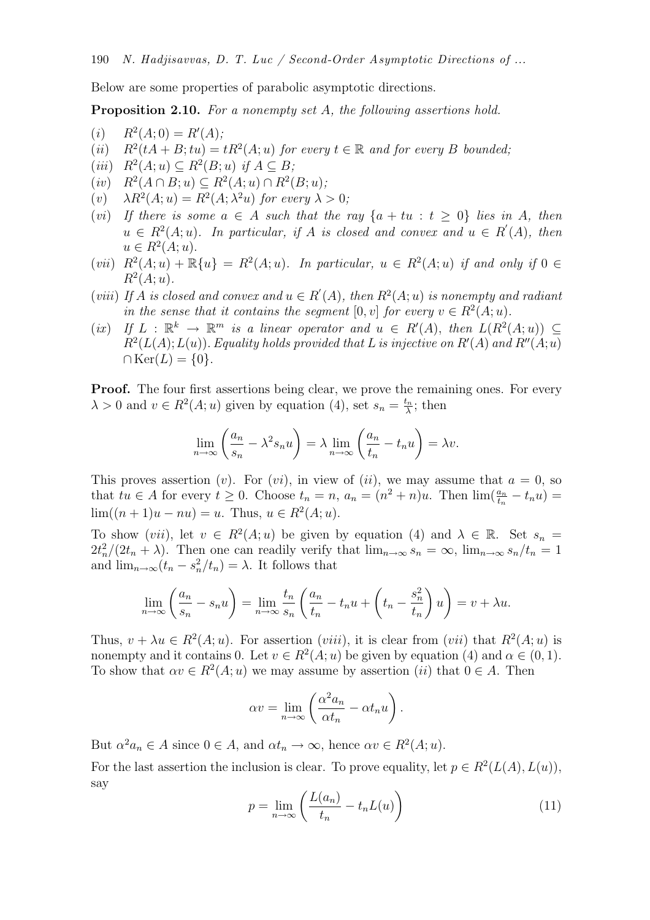Below are some properties of parabolic asymptotic directions.

**Proposition 2.10.** *For a nonempty set $A$, the following assertions hold.*

- $(i)$ $R^2(A;0) = R'(A)$;
- $(ii)$ $R^2(tA + B; tu) = tR^2(A;u)$ *for every* $t \in \mathbb{R}$ *and for every* $B$ *bounded;*
- $(iii)$ $R^2(A;u) \subseteq R^2(B;u)$ *if* $A \subseteq B$;
- $(iv)$ $R^2(A \cap B; u) \subseteq R^2(A;u) \cap R^2(B;u)$;
- $(v)$ $\lambda R^2(A;u) = R^2(A; \lambda^2 u)$ *for every* $\lambda > 0$;
- $(vi)$ *If there is some* $a \in A$ *such that the ray* $\{a + tu : t \geq 0\}$ *lies in* $A$, *then* $u \in R^2(A;u)$. *In particular, if* $A$ *is closed and convex and* $u \in R'(A)$, *then* $u \in R^2(A;u)$.
- $(vii)$ $R^2(A;u) + \mathbb{R}\{u\} = R^2(A;u)$. *In particular,* $u \in R^2(A;u)$ *if and only if* $0 \in R^2(A;u)$.
- $(viii)$ *If* $A$ *is closed and convex and* $u \in R'(A)$, *then* $R^2(A;u)$ *is nonempty and radiant in the sense that it contains the segment* $[0,v]$ *for every* $v \in R^2(A;u)$.
- $(ix)$ *If* $L : \mathbb{R}^k \to \mathbb{R}^m$ *is a linear operator and* $u \in R'(A)$, *then* $L(R^2(A;u)) \subseteq R^2(L(A);L(u))$. *Equality holds provided that* $L$ *is injective on* $R'(A)$ *and* $R''(A;u) \cap \mathrm{Ker}(L) = \{0\}$.

**Proof.** The four first assertions being clear, we prove the remaining ones. For every $\lambda > 0$ and $v \in R^2(A;u)$ given by equation (4), set $s_n = \frac{t_n}{\lambda}$; then

$$\lim_{n\to\infty}\left(\frac{a_n}{s_n} - \lambda^2 s_n u\right) = \lambda \lim_{n\to\infty}\left(\frac{a_n}{t_n} - t_n u\right) = \lambda v.$$

This proves assertion $(v)$. For $(vi)$, in view of $(ii)$, we may assume that $a = 0$, so that $tu \in A$ for every $t \geq 0$. Choose $t_n = n$, $a_n = (n^2+n)u$. Then $\lim(\frac{a_n}{t_n} - t_n u) = \lim((n+1)u - nu) = u$. Thus, $u \in R^2(A;u)$.

To show $(vii)$, let $v \in R^2(A;u)$ be given by equation (4) and $\lambda \in \mathbb{R}$. Set $s_n = 2t_n^2/(2t_n + \lambda)$. Then one can readily verify that $\lim_{n\to\infty} s_n = \infty$, $\lim_{n\to\infty} s_n/t_n = 1$ and $\lim_{n\to\infty}(t_n - s_n^2/t_n) = \lambda$. It follows that

$$\lim_{n\to\infty}\left(\frac{a_n}{s_n} - s_n u\right) = \lim_{n\to\infty}\frac{t_n}{s_n}\left(\frac{a_n}{t_n} - t_n u + \left(t_n - \frac{s_n^2}{t_n}\right)u\right) = v + \lambda u.$$

Thus, $v + \lambda u \in R^2(A;u)$. For assertion $(viii)$, it is clear from $(vii)$ that $R^2(A;u)$ is nonempty and it contains 0. Let $v \in R^2(A;u)$ be given by equation (4) and $\alpha \in (0,1)$. To show that $\alpha v \in R^2(A;u)$ we may assume by assertion $(ii)$ that $0 \in A$. Then

$$\alpha v = \lim_{n\to\infty}\left(\frac{\alpha^2 a_n}{\alpha t_n} - \alpha t_n u\right).$$

But $\alpha^2 a_n \in A$ since $0 \in A$, and $\alpha t_n \to \infty$, hence $\alpha v \in R^2(A;u)$.

For the last assertion the inclusion is clear. To prove equality, let $p \in R^2(L(A), L(u))$, say

$$p = \lim_{n\to\infty}\left(\frac{L(a_n)}{t_n} - t_n L(u)\right) \tag{11}$$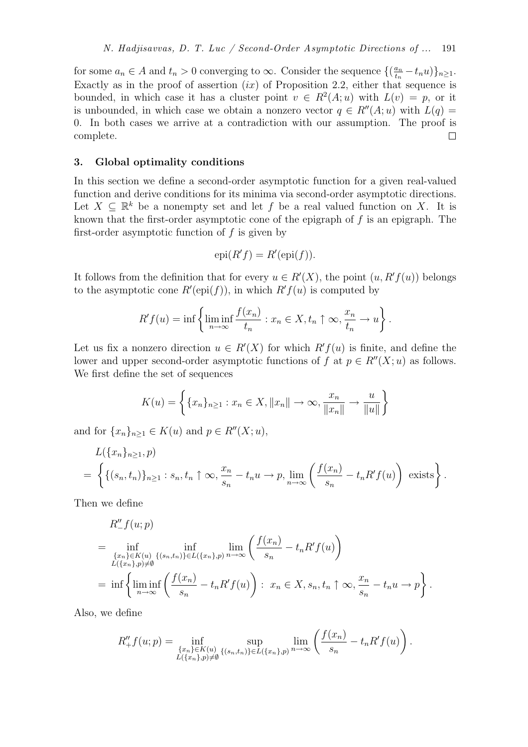for some $a_n \in A$ and $t_n > 0$ converging to $\infty$. Consider the sequence $\{(\frac{a_n}{t_n} - t_n u)\}_{n\geq 1}$. Exactly as in the proof of assertion $(ix)$ of Proposition 2.2, either that sequence is bounded, in which case it has a cluster point $v \in R^2(A;u)$ with $L(v) = p$, or it is unbounded, in which case we obtain a nonzero vector $q \in R''(A;u)$ with $L(q) = 0$. In both cases we arrive at a contradiction with our assumption. The proof is complete. □

## 3. Global optimality conditions

In this section we define a second-order asymptotic function for a given real-valued function and derive conditions for its minima via second-order asymptotic directions. Let $X \subseteq \mathbb{R}^k$ be a nonempty set and let $f$ be a real valued function on $X$. It is known that the first-order asymptotic cone of the epigraph of $f$ is an epigraph. The first-order asymptotic function of $f$ is given by

$$\mathrm{epi}(R'f) = R'(\mathrm{epi}(f)).$$

It follows from the definition that for every $u \in R'(X)$, the point $(u, R'f(u))$ belongs to the asymptotic cone $R'(\mathrm{epi}(f))$, in which $R'f(u)$ is computed by

$$R'f(u) = \inf\left\{\liminf_{n\to\infty} \frac{f(x_n)}{t_n} : x_n \in X, t_n \uparrow \infty, \frac{x_n}{t_n} \to u\right\}.$$

Let us fix a nonzero direction $u \in R'(X)$ for which $R'f(u)$ is finite, and define the lower and upper second-order asymptotic functions of $f$ at $p \in R''(X;u)$ as follows. We first define the set of sequences

$$K(u) = \left\{\{x_n\}_{n\geq 1} : x_n \in X, \|x_n\| \to \infty, \frac{x_n}{\|x_n\|} \to \frac{u}{\|u\|}\right\}$$

and for $\{x_n\}_{n\geq 1} \in K(u)$ and $p \in R''(X;u)$,

$$\begin{aligned}
&L(\{x_n\}_{n\geq 1}, p) \\
&= \left\{\{(s_n, t_n)\}_{n\geq 1} : s_n, t_n \uparrow \infty, \frac{x_n}{s_n} - t_n u \to p, \lim_{n\to\infty}\left(\frac{f(x_n)}{s_n} - t_n R'f(u)\right) \text{ exists}\right\}.
\end{aligned}$$

Then we define

$$\begin{aligned}
&R''_{-}f(u;p) \\
&= \inf_{\substack{\{x_n\}\in K(u)\\ L(\{x_n\},p)\neq\emptyset}} \ \inf_{\{(s_n,t_n)\}\in L(\{x_n\},p)} \lim_{n\to\infty}\left(\frac{f(x_n)}{s_n} - t_n R'f(u)\right) \\
&= \inf\left\{\liminf_{n\to\infty}\left(\frac{f(x_n)}{s_n} - t_n R'f(u)\right) : \ x_n \in X, s_n, t_n \uparrow \infty, \frac{x_n}{s_n} - t_n u \to p\right\}.
\end{aligned}$$

Also, we define

$$R''_{+}f(u;p) = \inf_{\substack{\{x_n\}\in K(u)\\ L(\{x_n\},p)\neq\emptyset}} \ \sup_{\{(s_n,t_n)\}\in L(\{x_n\},p)} \lim_{n\to\infty}\left(\frac{f(x_n)}{s_n} - t_n R'f(u)\right).$$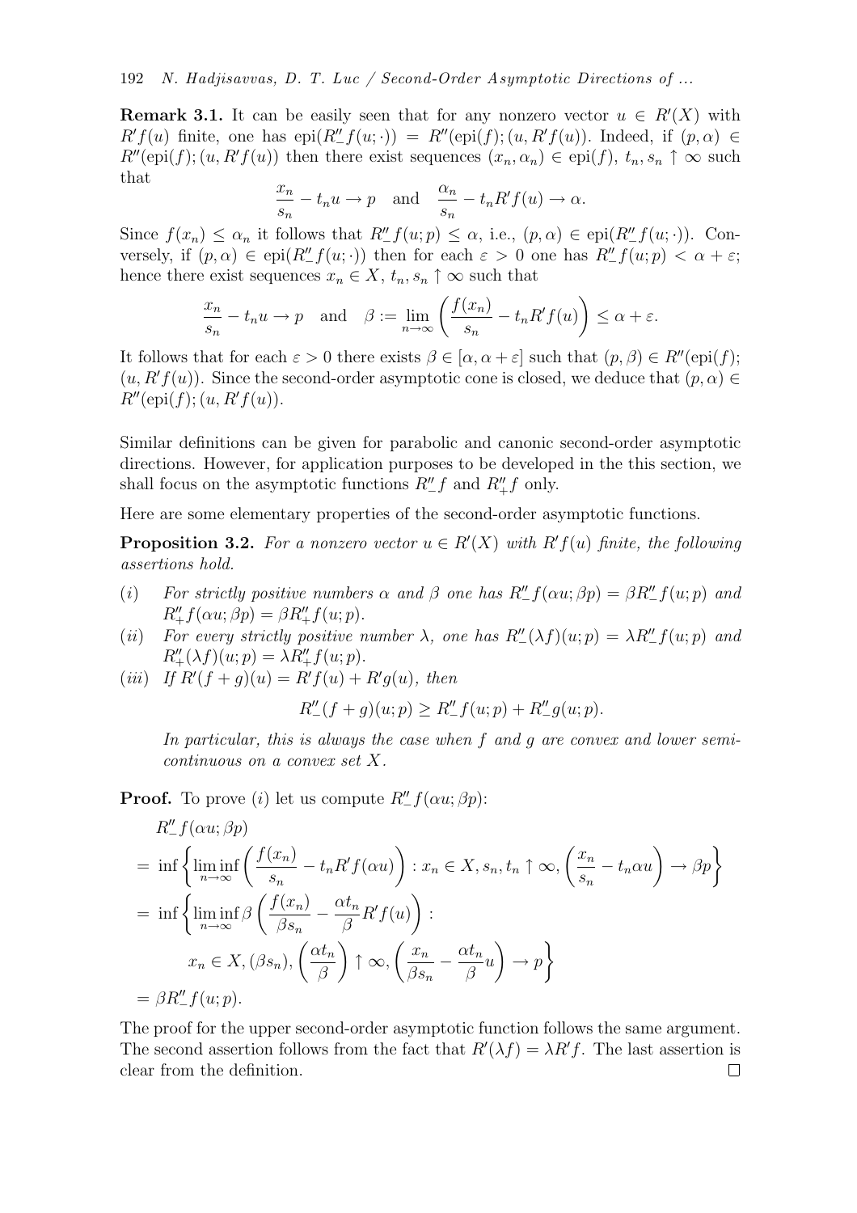**Remark 3.1.** It can be easily seen that for any nonzero vector $u \in R'(X)$ with $R'f(u)$ finite, one has $\mathrm{epi}(R''_-f(u;\cdot)) = R''(\mathrm{epi}(f);(u,R'f(u))$. Indeed, if $(p,\alpha) \in R''(\mathrm{epi}(f);(u,R'f(u))$ then there exist sequences $(x_n,\alpha_n) \in \mathrm{epi}(f)$, $t_n, s_n \uparrow \infty$ such that

$$\frac{x_n}{s_n} - t_n u \to p \quad \text{and} \quad \frac{\alpha_n}{s_n} - t_n R'f(u) \to \alpha.$$

Since $f(x_n) \le \alpha_n$ it follows that $R''_-f(u;p) \le \alpha$, i.e., $(p,\alpha) \in \mathrm{epi}(R''_-f(u;\cdot))$. Conversely, if $(p,\alpha) \in \mathrm{epi}(R''_-f(u;\cdot))$ then for each $\varepsilon > 0$ one has $R''_-f(u;p) < \alpha + \varepsilon$; hence there exist sequences $x_n \in X$, $t_n, s_n \uparrow \infty$ such that

$$\frac{x_n}{s_n} - t_n u \to p \quad \text{and} \quad \beta := \lim_{n\to\infty}\left(\frac{f(x_n)}{s_n} - t_n R'f(u)\right) \le \alpha + \varepsilon.$$

It follows that for each $\varepsilon > 0$ there exists $\beta \in [\alpha, \alpha+\varepsilon]$ such that $(p,\beta) \in R''(\mathrm{epi}(f);(u,R'f(u))$. Since the second-order asymptotic cone is closed, we deduce that $(p,\alpha) \in R''(\mathrm{epi}(f);(u,R'f(u))$.

Similar definitions can be given for parabolic and canonic second-order asymptotic directions. However, for application purposes to be developed in the this section, we shall focus on the asymptotic functions $R''_-f$ and $R''_+f$ only.

Here are some elementary properties of the second-order asymptotic functions.

**Proposition 3.2.** *For a nonzero vector $u \in R'(X)$ with $R'f(u)$ finite, the following assertions hold.*

- $(i)$ *For strictly positive numbers $\alpha$ and $\beta$ one has $R''_-f(\alpha u;\beta p) = \beta R''_-f(u;p)$ and $R''_+f(\alpha u;\beta p) = \beta R''_+f(u;p)$.*
- $(ii)$ *For every strictly positive number $\lambda$, one has $R''_-(\lambda f)(u;p) = \lambda R''_-f(u;p)$ and $R''_+(\lambda f)(u;p) = \lambda R''_+f(u;p)$.*
- $(iii)$ *If $R'(f+g)(u) = R'f(u) + R'g(u)$, then*

$$R''_-(f+g)(u;p) \ge R''_-f(u;p) + R''_-g(u;p).$$

*In particular, this is always the case when $f$ and $g$ are convex and lower semicontinuous on a convex set $X$.*

**Proof.** To prove $(i)$ let us compute $R''_-f(\alpha u;\beta p)$:

$$\begin{aligned}
&R''_-f(\alpha u;\beta p)\\
&= \inf\left\{\liminf_{n\to\infty}\left(\frac{f(x_n)}{s_n} - t_n R'f(\alpha u)\right) : x_n \in X, s_n, t_n \uparrow \infty, \left(\frac{x_n}{s_n} - t_n \alpha u\right) \to \beta p\right\}\\
&= \inf\left\{\liminf_{n\to\infty}\beta\left(\frac{f(x_n)}{\beta s_n} - \frac{\alpha t_n}{\beta}R'f(u)\right) :\right.\\
&\qquad\left. x_n \in X, (\beta s_n), \left(\frac{\alpha t_n}{\beta}\right) \uparrow \infty, \left(\frac{x_n}{\beta s_n} - \frac{\alpha t_n}{\beta}u\right) \to p\right\}\\
&= \beta R''_-f(u;p).
\end{aligned}$$

The proof for the upper second-order asymptotic function follows the same argument. The second assertion follows from the fact that $R'(\lambda f) = \lambda R'f$. The last assertion is clear from the definition. $\square$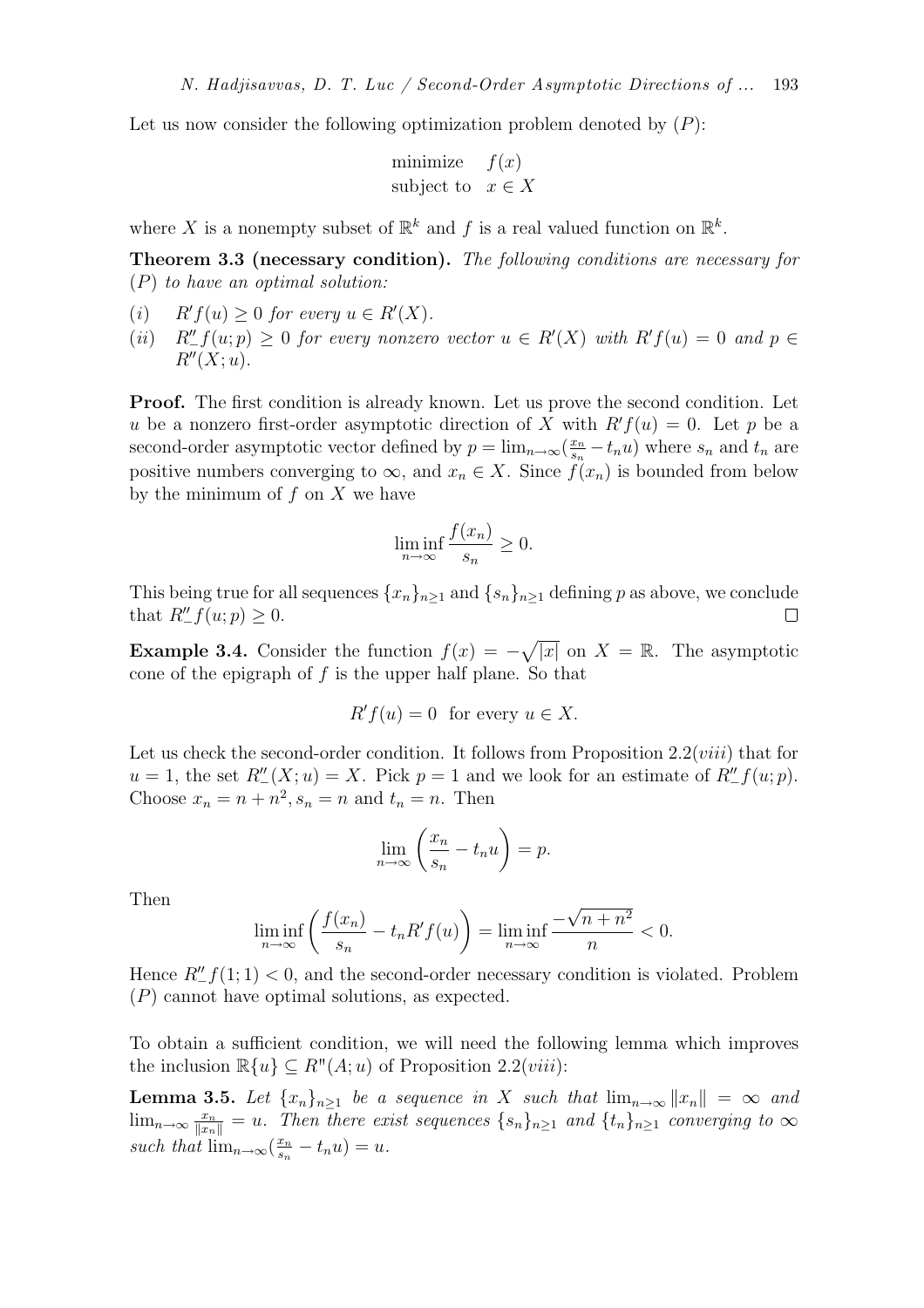Let us now consider the following optimization problem denoted by $(P)$:

$$\begin{array}{ll} \text{minimize} & f(x) \\ \text{subject to} & x \in X \end{array}$$

where $X$ is a nonempty subset of $\mathbb{R}^k$ and $f$ is a real valued function on $\mathbb{R}^k$.

**Theorem 3.3 (necessary condition).** *The following conditions are necessary for* $(P)$ *to have an optimal solution:*

$(i)$ $\quad R'f(u) \geq 0$ *for every* $u \in R'(X)$.

$(ii)$ $\quad R''_{-}f(u;p) \geq 0$ *for every nonzero vector* $u \in R'(X)$ *with* $R'f(u) = 0$ *and* $p \in R''(X;u)$.

**Proof.** The first condition is already known. Let us prove the second condition. Let $u$ be a nonzero first-order asymptotic direction of $X$ with $R'f(u) = 0$. Let $p$ be a second-order asymptotic vector defined by $p = \lim_{n\to\infty}(\frac{x_n}{s_n} - t_n u)$ where $s_n$ and $t_n$ are positive numbers converging to $\infty$, and $x_n \in X$. Since $f(x_n)$ is bounded from below by the minimum of $f$ on $X$ we have

$$\liminf_{n\to\infty} \frac{f(x_n)}{s_n} \geq 0.$$

This being true for all sequences $\{x_n\}_{n\geq 1}$ and $\{s_n\}_{n\geq 1}$ defining $p$ as above, we conclude that $R''_{-}f(u;p) \geq 0$. $\square$

**Example 3.4.** Consider the function $f(x) = -\sqrt{|x|}$ on $X = \mathbb{R}$. The asymptotic cone of the epigraph of $f$ is the upper half plane. So that

$$R'f(u) = 0 \;\text{ for every } u \in X.$$

Let us check the second-order condition. It follows from Proposition 2.2$(viii)$ that for $u = 1$, the set $R''_{-}(X;u) = X$. Pick $p = 1$ and we look for an estimate of $R''_{-}f(u;p)$. Choose $x_n = n + n^2$, $s_n = n$ and $t_n = n$. Then

$$\lim_{n\to\infty}\left(\frac{x_n}{s_n} - t_n u\right) = p.$$

Then

$$\liminf_{n\to\infty}\left(\frac{f(x_n)}{s_n} - t_n R'f(u)\right) = \liminf_{n\to\infty} \frac{-\sqrt{n+n^2}}{n} < 0.$$

Hence $R''_{-}f(1;1) < 0$, and the second-order necessary condition is violated. Problem $(P)$ cannot have optimal solutions, as expected.

To obtain a sufficient condition, we will need the following lemma which improves the inclusion $\mathbb{R}\{u\} \subseteq R''(A;u)$ of Proposition 2.2$(viii)$:

**Lemma 3.5.** *Let* $\{x_n\}_{n\geq 1}$ *be a sequence in* $X$ *such that* $\lim_{n\to\infty}\|x_n\| = \infty$ *and* $\lim_{n\to\infty}\frac{x_n}{\|x_n\|} = u$. *Then there exist sequences* $\{s_n\}_{n\geq 1}$ *and* $\{t_n\}_{n\geq 1}$ *converging to* $\infty$ *such that* $\lim_{n\to\infty}(\frac{x_n}{s_n} - t_n u) = u$.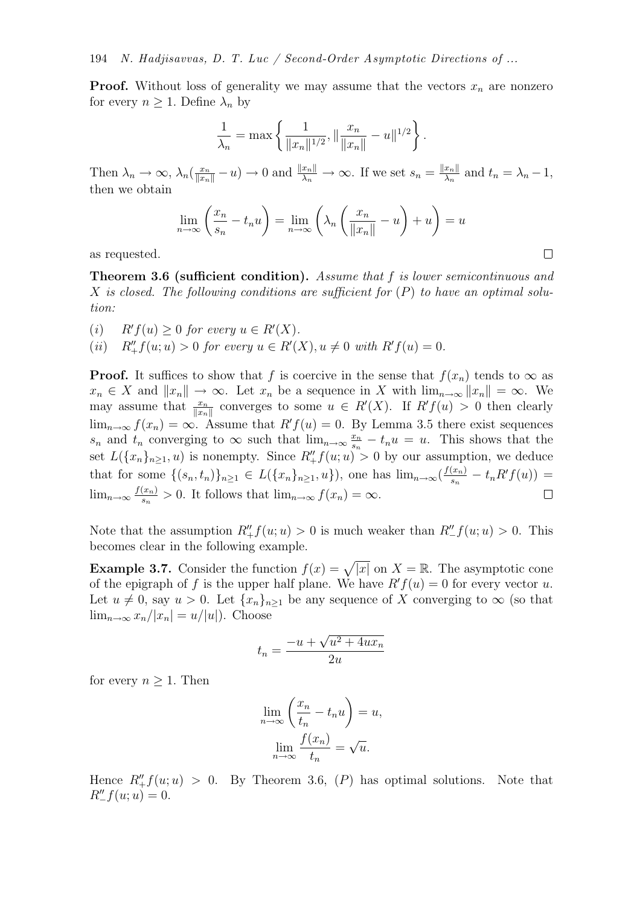**Proof.** Without loss of generality we may assume that the vectors $x_n$ are nonzero for every $n \geq 1$. Define $\lambda_n$ by

$$\frac{1}{\lambda_n} = \max\left\{ \frac{1}{\|x_n\|^{1/2}}, \|\frac{x_n}{\|x_n\|} - u\|^{1/2} \right\}.$$

Then $\lambda_n \to \infty$, $\lambda_n(\frac{x_n}{\|x_n\|} - u) \to 0$ and $\frac{\|x_n\|}{\lambda_n} \to \infty$. If we set $s_n = \frac{\|x_n\|}{\lambda_n}$ and $t_n = \lambda_n - 1$, then we obtain

$$\lim_{n\to\infty} \left( \frac{x_n}{s_n} - t_n u \right) = \lim_{n\to\infty} \left( \lambda_n \left( \frac{x_n}{\|x_n\|} - u \right) + u \right) = u$$

as requested. □

**Theorem 3.6 (sufficient condition).** *Assume that $f$ is lower semicontinuous and $X$ is closed. The following conditions are sufficient for $(P)$ to have an optimal solution:*

(*i*) $R'f(u) \geq 0$ *for every* $u \in R'(X)$.

(*ii*) $R''_+ f(u; u) > 0$ *for every* $u \in R'(X), u \neq 0$ *with* $R'f(u) = 0$.

**Proof.** It suffices to show that $f$ is coercive in the sense that $f(x_n)$ tends to $\infty$ as $x_n \in X$ and $\|x_n\| \to \infty$. Let $x_n$ be a sequence in $X$ with $\lim_{n\to\infty} \|x_n\| = \infty$. We may assume that $\frac{x_n}{\|x_n\|}$ converges to some $u \in R'(X)$. If $R'f(u) > 0$ then clearly $\lim_{n\to\infty} f(x_n) = \infty$. Assume that $R'f(u) = 0$. By Lemma 3.5 there exist sequences $s_n$ and $t_n$ converging to $\infty$ such that $\lim_{n\to\infty} \frac{x_n}{s_n} - t_n u = u$. This shows that the set $L(\{x_n\}_{n\geq 1}, u)$ is nonempty. Since $R''_+ f(u; u) > 0$ by our assumption, we deduce that for some $\{(s_n, t_n)\}_{n\geq 1} \in L(\{x_n\}_{n\geq 1}, u\})$, one has $\lim_{n\to\infty} (\frac{f(x_n)}{s_n} - t_n R'f(u)) = \lim_{n\to\infty} \frac{f(x_n)}{s_n} > 0$. It follows that $\lim_{n\to\infty} f(x_n) = \infty$. □

Note that the assumption $R''_+ f(u; u) > 0$ is much weaker than $R''_- f(u; u) > 0$. This becomes clear in the following example.

**Example 3.7.** Consider the function $f(x) = \sqrt{|x|}$ on $X = \mathbb{R}$. The asymptotic cone of the epigraph of $f$ is the upper half plane. We have $R'f(u) = 0$ for every vector $u$. Let $u \neq 0$, say $u > 0$. Let $\{x_n\}_{n\geq 1}$ be any sequence of $X$ converging to $\infty$ (so that $\lim_{n\to\infty} x_n/|x_n| = u/|u|$). Choose

$$t_n = \frac{-u + \sqrt{u^2 + 4ux_n}}{2u}$$

for every $n \geq 1$. Then

$$\lim_{n\to\infty} \left( \frac{x_n}{t_n} - t_n u \right) = u,$$

$$\lim_{n\to\infty} \frac{f(x_n)}{t_n} = \sqrt{u}.$$

Hence $R''_+ f(u; u) > 0$. By Theorem 3.6, $(P)$ has optimal solutions. Note that $R''_- f(u; u) = 0$.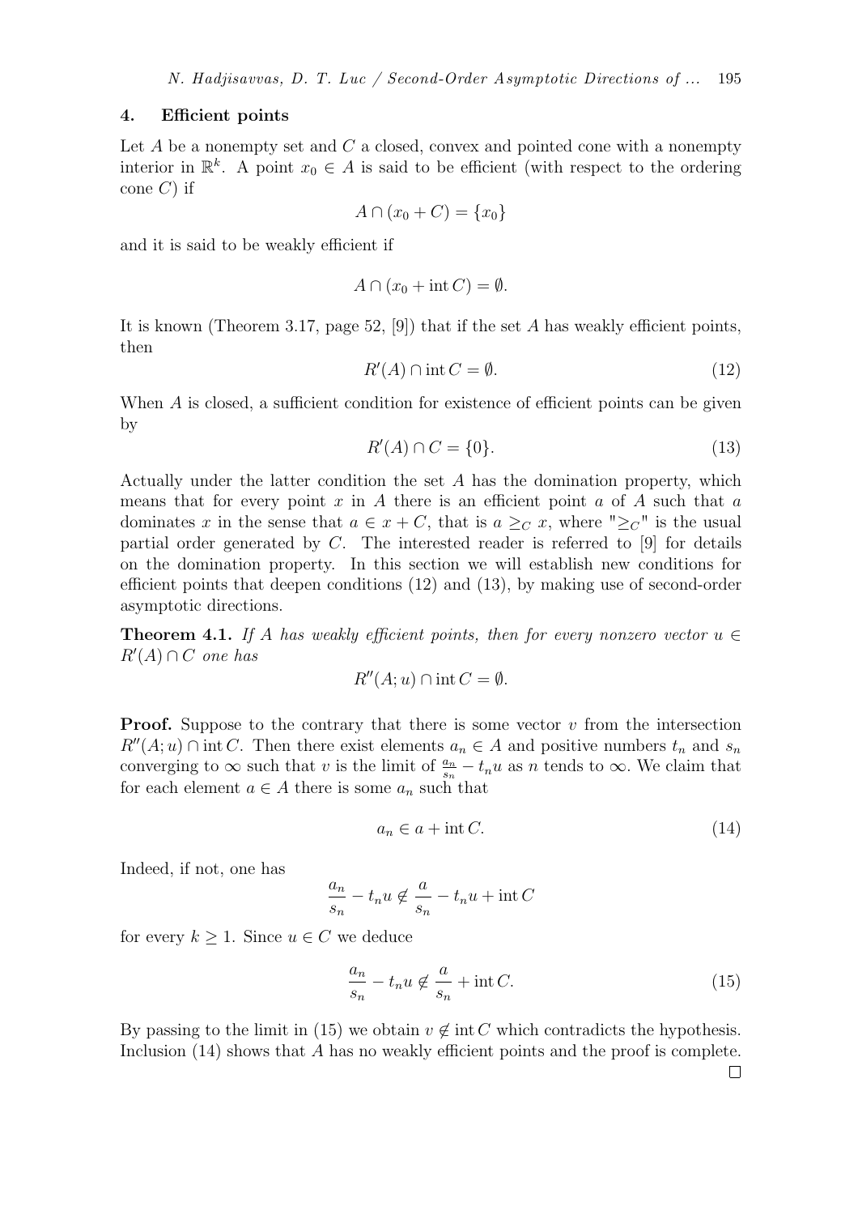## 4. Efficient points

Let $A$ be a nonempty set and $C$ a closed, convex and pointed cone with a nonempty interior in $\mathbb{R}^k$. A point $x_0 \in A$ is said to be efficient (with respect to the ordering cone $C$) if

$$A \cap (x_0 + C) = \{x_0\}$$

and it is said to be weakly efficient if

$$A \cap (x_0 + \operatorname{int} C) = \emptyset.$$

It is known (Theorem 3.17, page 52, [9]) that if the set $A$ has weakly efficient points, then

$$R'(A) \cap \operatorname{int} C = \emptyset. \tag{12}$$

When $A$ is closed, a sufficient condition for existence of efficient points can be given by

$$R'(A) \cap C = \{0\}. \tag{13}$$

Actually under the latter condition the set $A$ has the domination property, which means that for every point $x$ in $A$ there is an efficient point $a$ of $A$ such that $a$ dominates $x$ in the sense that $a \in x + C$, that is $a \geq_C x$, where "$\geq_C$" is the usual partial order generated by $C$. The interested reader is referred to [9] for details on the domination property. In this section we will establish new conditions for efficient points that deepen conditions (12) and (13), by making use of second-order asymptotic directions.

**Theorem 4.1.** *If $A$ has weakly efficient points, then for every nonzero vector $u \in R'(A) \cap C$ one has*

$$R''(A; u) \cap \operatorname{int} C = \emptyset.$$

**Proof.** Suppose to the contrary that there is some vector $v$ from the intersection $R''(A; u) \cap \operatorname{int} C$. Then there exist elements $a_n \in A$ and positive numbers $t_n$ and $s_n$ converging to $\infty$ such that $v$ is the limit of $\frac{a_n}{s_n} - t_n u$ as $n$ tends to $\infty$. We claim that for each element $a \in A$ there is some $a_n$ such that

$$a_n \in a + \operatorname{int} C. \tag{14}$$

Indeed, if not, one has

$$\frac{a_n}{s_n} - t_n u \notin \frac{a}{s_n} - t_n u + \operatorname{int} C$$

for every $k \geq 1$. Since $u \in C$ we deduce

$$\frac{a_n}{s_n} - t_n u \notin \frac{a}{s_n} + \operatorname{int} C. \tag{15}$$

By passing to the limit in (15) we obtain $v \notin \operatorname{int} C$ which contradicts the hypothesis. Inclusion (14) shows that $A$ has no weakly efficient points and the proof is complete. $\square$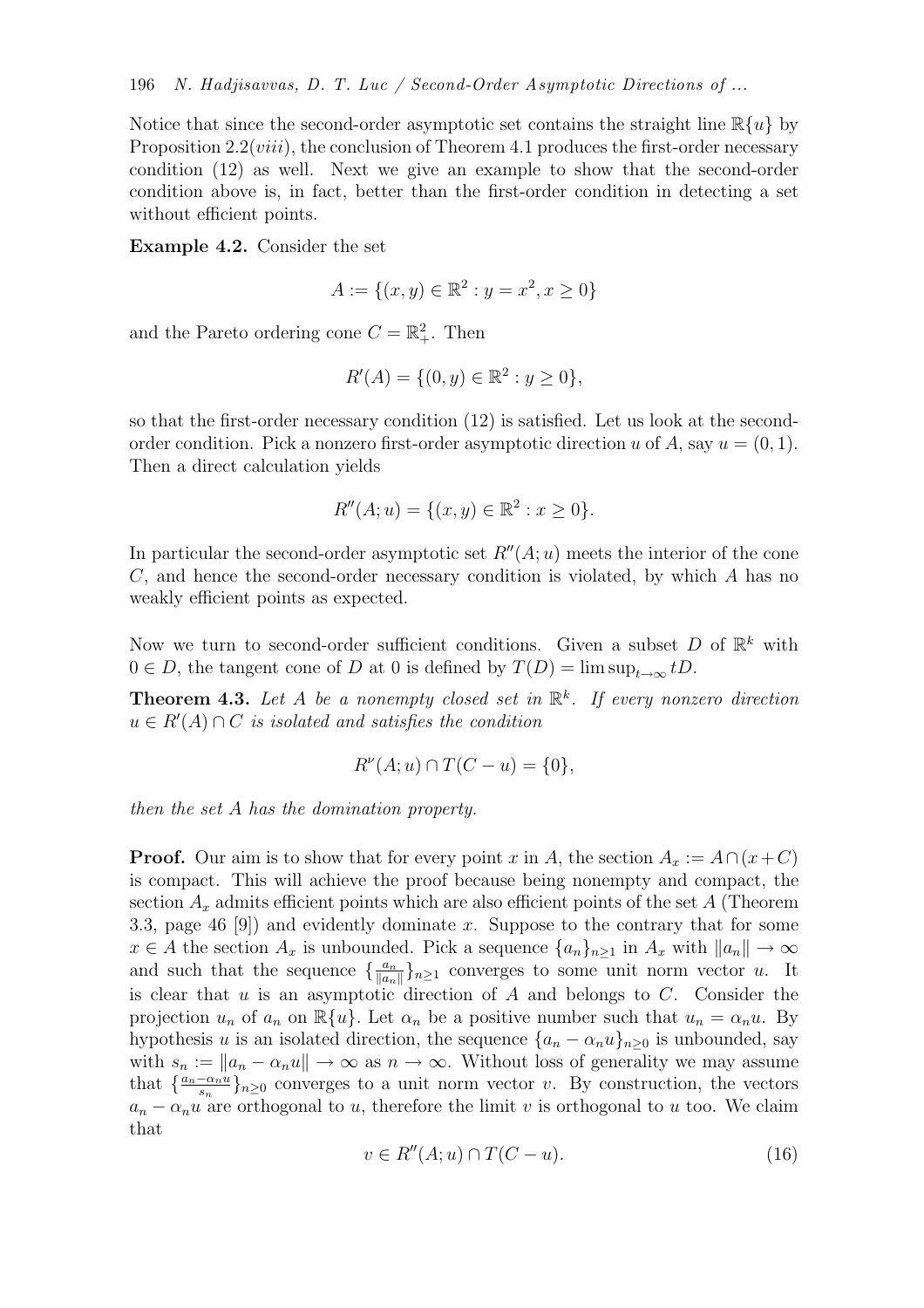Notice that since the second-order asymptotic set contains the straight line $\mathbb{R}\{u\}$ by Proposition 2.2(*viii*), the conclusion of Theorem 4.1 produces the first-order necessary condition (12) as well. Next we give an example to show that the second-order condition above is, in fact, better than the first-order condition in detecting a set without efficient points.

**Example 4.2.** Consider the set

$$A := \{(x, y) \in \mathbb{R}^2 : y = x^2, x \geq 0\}$$

and the Pareto ordering cone $C = \mathbb{R}^2_+$. Then

$$R'(A) = \{(0, y) \in \mathbb{R}^2 : y \geq 0\},$$

so that the first-order necessary condition (12) is satisfied. Let us look at the second-order condition. Pick a nonzero first-order asymptotic direction $u$ of $A$, say $u = (0, 1)$. Then a direct calculation yields

$$R''(A; u) = \{(x, y) \in \mathbb{R}^2 : x \geq 0\}.$$

In particular the second-order asymptotic set $R''(A; u)$ meets the interior of the cone $C$, and hence the second-order necessary condition is violated, by which $A$ has no weakly efficient points as expected.

Now we turn to second-order sufficient conditions. Given a subset $D$ of $\mathbb{R}^k$ with $0 \in D$, the tangent cone of $D$ at 0 is defined by $T(D) = \limsup_{t \to \infty} tD$.

**Theorem 4.3.** *Let $A$ be a nonempty closed set in $\mathbb{R}^k$. If every nonzero direction $u \in R'(A) \cap C$ is isolated and satisfies the condition*

$$R^{\nu}(A; u) \cap T(C - u) = \{0\},$$

*then the set $A$ has the domination property.*

**Proof.** Our aim is to show that for every point $x$ in $A$, the section $A_x := A \cap (x + C)$ is compact. This will achieve the proof because being nonempty and compact, the section $A_x$ admits efficient points which are also efficient points of the set $A$ (Theorem 3.3, page 46 [9]) and evidently dominate $x$. Suppose to the contrary that for some $x \in A$ the section $A_x$ is unbounded. Pick a sequence $\{a_n\}_{n \geq 1}$ in $A_x$ with $\|a_n\| \to \infty$ and such that the sequence $\{\frac{a_n}{\|a_n\|}\}_{n \geq 1}$ converges to some unit norm vector $u$. It is clear that $u$ is an asymptotic direction of $A$ and belongs to $C$. Consider the projection $u_n$ of $a_n$ on $\mathbb{R}\{u\}$. Let $\alpha_n$ be a positive number such that $u_n = \alpha_n u$. By hypothesis $u$ is an isolated direction, the sequence $\{a_n - \alpha_n u\}_{n \geq 0}$ is unbounded, say with $s_n := \|a_n - \alpha_n u\| \to \infty$ as $n \to \infty$. Without loss of generality we may assume that $\{\frac{a_n - \alpha_n u}{s_n}\}_{n \geq 0}$ converges to a unit norm vector $v$. By construction, the vectors $a_n - \alpha_n u$ are orthogonal to $u$, therefore the limit $v$ is orthogonal to $u$ too. We claim that

$$v \in R''(A; u) \cap T(C - u). \tag{16}$$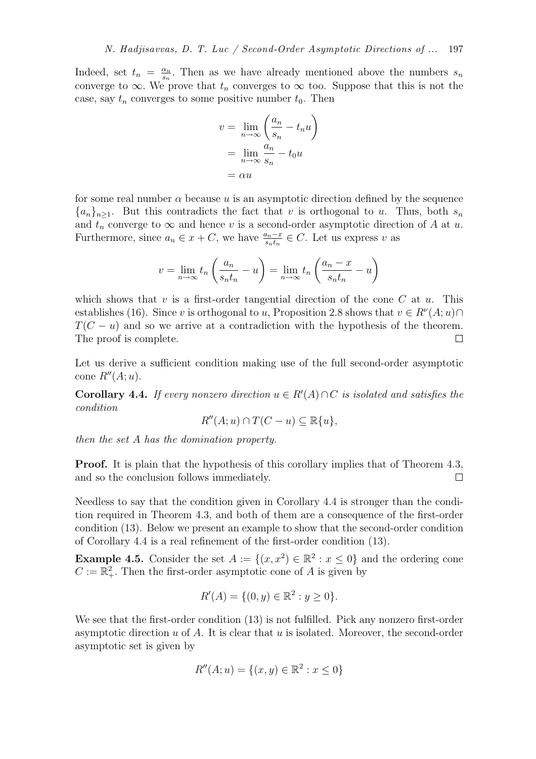Indeed, set $t_n = \frac{\alpha_n}{s_n}$. Then as we have already mentioned above the numbers $s_n$ converge to $\infty$. We prove that $t_n$ converges to $\infty$ too. Suppose that this is not the case, say $t_n$ converges to some positive number $t_0$. Then

$$
\begin{aligned}
v &= \lim_{n\to\infty} \left( \frac{a_n}{s_n} - t_n u \right) \\
&= \lim_{n\to\infty} \frac{a_n}{s_n} - t_0 u \\
&= \alpha u
\end{aligned}
$$

for some real number $\alpha$ because $u$ is an asymptotic direction defined by the sequence $\{a_n\}_{n\geq 1}$. But this contradicts the fact that $v$ is orthogonal to $u$. Thus, both $s_n$ and $t_n$ converge to $\infty$ and hence $v$ is a second-order asymptotic direction of $A$ at $u$. Furthermore, since $a_n \in x + C$, we have $\frac{a_n - x}{s_n t_n} \in C$. Let us express $v$ as

$$
v = \lim_{n\to\infty} t_n \left( \frac{a_n}{s_n t_n} - u \right) = \lim_{n\to\infty} t_n \left( \frac{a_n - x}{s_n t_n} - u \right)
$$

which shows that $v$ is a first-order tangential direction of the cone $C$ at $u$. This establishes (16). Since $v$ is orthogonal to $u$, Proposition 2.8 shows that $v \in R^{\nu}(A;u) \cap T(C-u)$ and so we arrive at a contradiction with the hypothesis of the theorem. The proof is complete. $\square$

Let us derive a sufficient condition making use of the full second-order asymptotic cone $R''(A;u)$.

**Corollary 4.4.** *If every nonzero direction $u \in R'(A) \cap C$ is isolated and satisfies the condition*

$$
R''(A;u) \cap T(C-u) \subseteq \mathbb{R}\{u\},
$$

*then the set $A$ has the domination property.*

**Proof.** It is plain that the hypothesis of this corollary implies that of Theorem 4.3, and so the conclusion follows immediately. $\square$

Needless to say that the condition given in Corollary 4.4 is stronger than the condition required in Theorem 4.3, and both of them are a consequence of the first-order condition (13). Below we present an example to show that the second-order condition of Corollary 4.4 is a real refinement of the first-order condition (13).

**Example 4.5.** Consider the set $A := \{(x, x^2) \in \mathbb{R}^2 : x \leq 0\}$ and the ordering cone $C := \mathbb{R}^2_+$. Then the first-order asymptotic cone of $A$ is given by

$$
R'(A) = \{(0, y) \in \mathbb{R}^2 : y \geq 0\}.
$$

We see that the first-order condition (13) is not fulfilled. Pick any nonzero first-order asymptotic direction $u$ of $A$. It is clear that $u$ is isolated. Moreover, the second-order asymptotic set is given by

$$
R''(A;u) = \{(x, y) \in \mathbb{R}^2 : x \leq 0\}
$$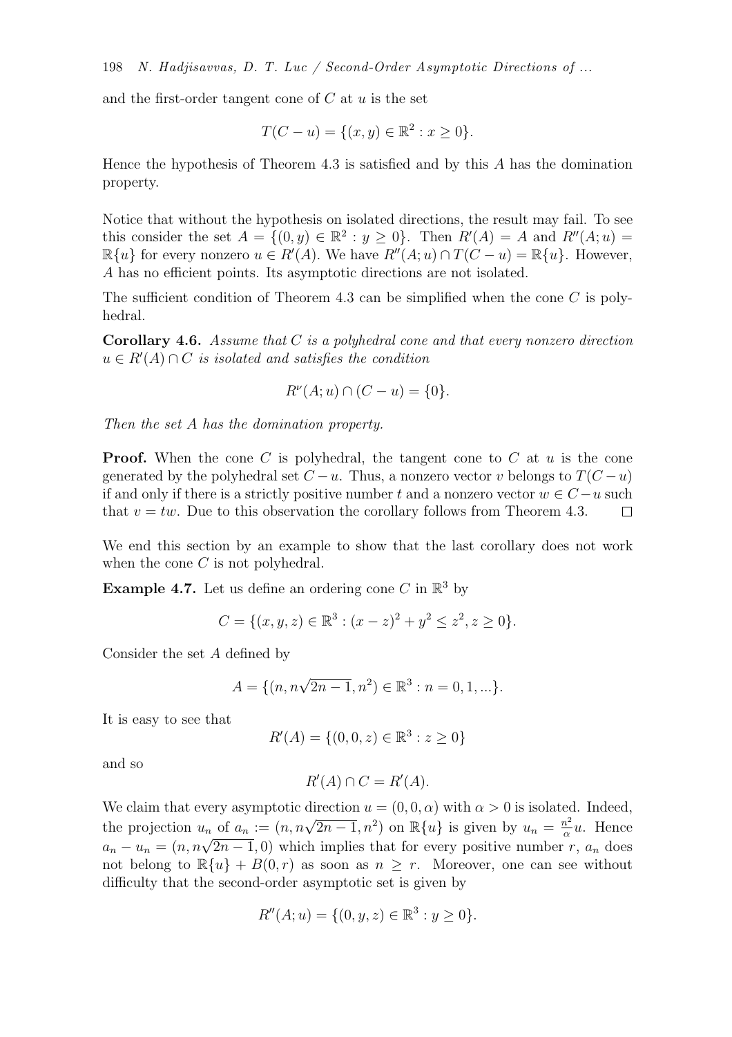and the first-order tangent cone of $C$ at $u$ is the set

$$T(C-u) = \{(x,y) \in \mathbb{R}^2 : x \geq 0\}.$$

Hence the hypothesis of Theorem 4.3 is satisfied and by this $A$ has the domination property.

Notice that without the hypothesis on isolated directions, the result may fail. To see this consider the set $A = \{(0,y) \in \mathbb{R}^2 : y \geq 0\}$. Then $R'(A) = A$ and $R''(A;u) = \mathbb{R}\{u\}$ for every nonzero $u \in R'(A)$. We have $R''(A;u) \cap T(C-u) = \mathbb{R}\{u\}$. However, $A$ has no efficient points. Its asymptotic directions are not isolated.

The sufficient condition of Theorem 4.3 can be simplified when the cone $C$ is polyhedral.

**Corollary 4.6.** *Assume that $C$ is a polyhedral cone and that every nonzero direction $u \in R'(A) \cap C$ is isolated and satisfies the condition*

$$R^{\nu}(A;u) \cap (C-u) = \{0\}.$$

*Then the set $A$ has the domination property.*

**Proof.** When the cone $C$ is polyhedral, the tangent cone to $C$ at $u$ is the cone generated by the polyhedral set $C-u$. Thus, a nonzero vector $v$ belongs to $T(C-u)$ if and only if there is a strictly positive number $t$ and a nonzero vector $w \in C-u$ such that $v = tw$. Due to this observation the corollary follows from Theorem 4.3. $\square$

We end this section by an example to show that the last corollary does not work when the cone $C$ is not polyhedral.

**Example 4.7.** Let us define an ordering cone $C$ in $\mathbb{R}^3$ by

$$C = \{(x,y,z) \in \mathbb{R}^3 : (x-z)^2 + y^2 \leq z^2, z \geq 0\}.$$

Consider the set $A$ defined by

$$A = \{(n, n\sqrt{2n-1}, n^2) \in \mathbb{R}^3 : n = 0, 1, ...\}.$$

It is easy to see that

$$R'(A) = \{(0,0,z) \in \mathbb{R}^3 : z \geq 0\}$$

and so

$$R'(A) \cap C = R'(A).$$

We claim that every asymptotic direction $u = (0,0,\alpha)$ with $\alpha > 0$ is isolated. Indeed, the projection $u_n$ of $a_n := (n, n\sqrt{2n-1}, n^2)$ on $\mathbb{R}\{u\}$ is given by $u_n = \frac{n^2}{\alpha}u$. Hence $a_n - u_n = (n, n\sqrt{2n-1}, 0)$ which implies that for every positive number $r$, $a_n$ does not belong to $\mathbb{R}\{u\} + B(0,r)$ as soon as $n \geq r$. Moreover, one can see without difficulty that the second-order asymptotic set is given by

$$R''(A;u) = \{(0,y,z) \in \mathbb{R}^3 : y \geq 0\}.$$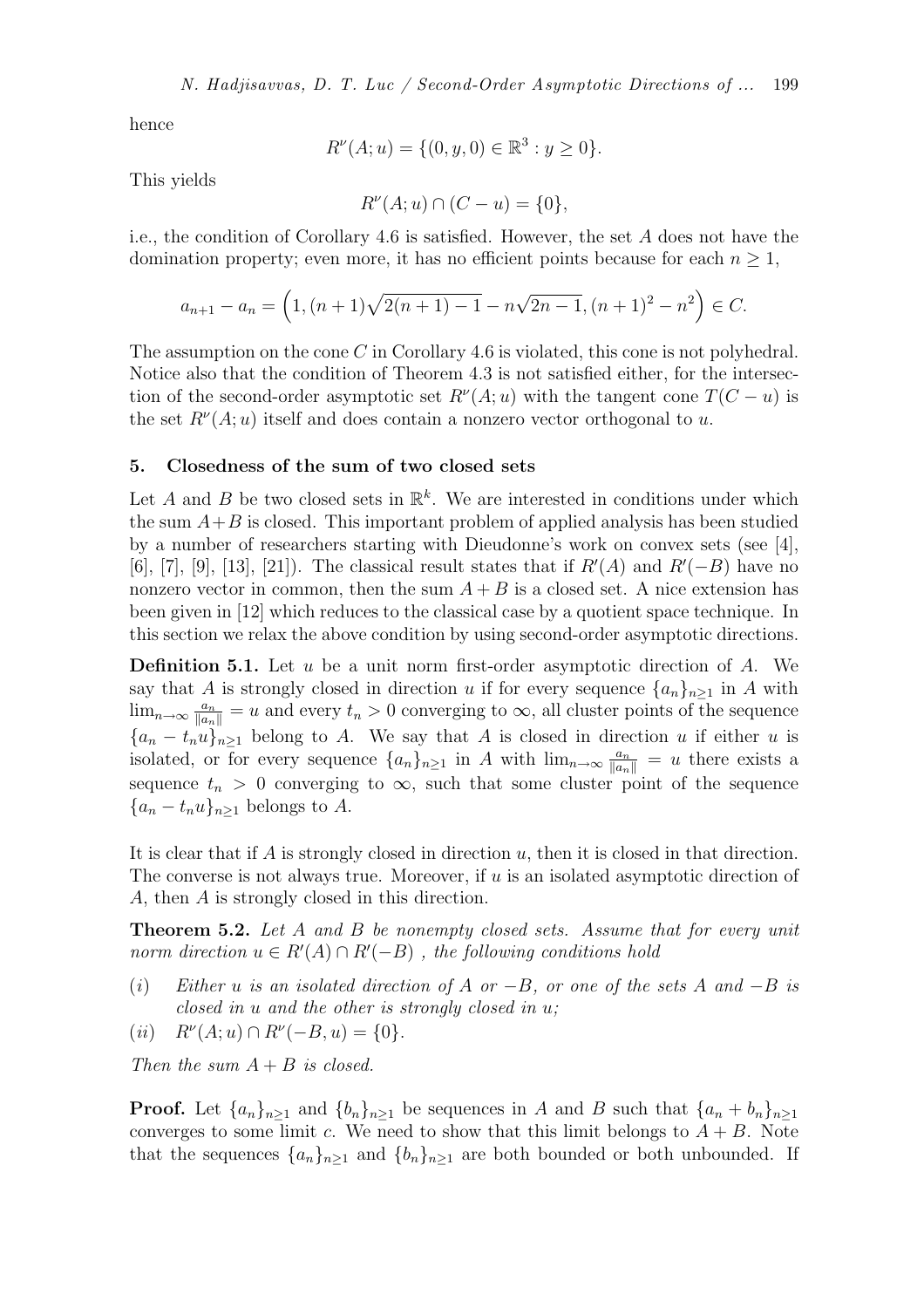hence

$$R^\nu(A;u) = \{(0,y,0) \in \mathbb{R}^3 : y \geq 0\}.$$

This yields

$$R^\nu(A;u) \cap (C-u) = \{0\},$$

i.e., the condition of Corollary 4.6 is satisfied. However, the set $A$ does not have the domination property; even more, it has no efficient points because for each $n \geq 1$,

$$a_{n+1} - a_n = \left(1, (n+1)\sqrt{2(n+1)-1} - n\sqrt{2n-1}, (n+1)^2 - n^2\right) \in C.$$

The assumption on the cone $C$ in Corollary 4.6 is violated, this cone is not polyhedral. Notice also that the condition of Theorem 4.3 is not satisfied either, for the intersection of the second-order asymptotic set $R^\nu(A;u)$ with the tangent cone $T(C-u)$ is the set $R^\nu(A;u)$ itself and does contain a nonzero vector orthogonal to $u$.

## 5. Closedness of the sum of two closed sets

Let $A$ and $B$ be two closed sets in $\mathbb{R}^k$. We are interested in conditions under which the sum $A+B$ is closed. This important problem of applied analysis has been studied by a number of researchers starting with Dieudonne's work on convex sets (see [4], [6], [7], [9], [13], [21]). The classical result states that if $R'(A)$ and $R'(-B)$ have no nonzero vector in common, then the sum $A+B$ is a closed set. A nice extension has been given in [12] which reduces to the classical case by a quotient space technique. In this section we relax the above condition by using second-order asymptotic directions.

**Definition 5.1.** Let $u$ be a unit norm first-order asymptotic direction of $A$. We say that $A$ is strongly closed in direction $u$ if for every sequence $\{a_n\}_{n\geq 1}$ in $A$ with $\lim_{n\to\infty} \frac{a_n}{\|a_n\|} = u$ and every $t_n > 0$ converging to $\infty$, all cluster points of the sequence $\{a_n - t_n u\}_{n\geq 1}$ belong to $A$. We say that $A$ is closed in direction $u$ if either $u$ is isolated, or for every sequence $\{a_n\}_{n\geq 1}$ in $A$ with $\lim_{n\to\infty} \frac{a_n}{\|a_n\|} = u$ there exists a sequence $t_n > 0$ converging to $\infty$, such that some cluster point of the sequence $\{a_n - t_n u\}_{n\geq 1}$ belongs to $A$.

It is clear that if $A$ is strongly closed in direction $u$, then it is closed in that direction. The converse is not always true. Moreover, if $u$ is an isolated asymptotic direction of $A$, then $A$ is strongly closed in this direction.

**Theorem 5.2.** *Let $A$ and $B$ be nonempty closed sets. Assume that for every unit norm direction $u \in R'(A) \cap R'(-B)$ , the following conditions hold*

$(i)$ *Either $u$ is an isolated direction of $A$ or $-B$, or one of the sets $A$ and $-B$ is closed in $u$ and the other is strongly closed in $u$;*

$(ii)$ $R^\nu(A;u) \cap R^\nu(-B,u) = \{0\}$.

*Then the sum $A+B$ is closed.*

**Proof.** Let $\{a_n\}_{n\geq 1}$ and $\{b_n\}_{n\geq 1}$ be sequences in $A$ and $B$ such that $\{a_n + b_n\}_{n\geq 1}$ converges to some limit $c$. We need to show that this limit belongs to $A+B$. Note that the sequences $\{a_n\}_{n\geq 1}$ and $\{b_n\}_{n\geq 1}$ are both bounded or both unbounded. If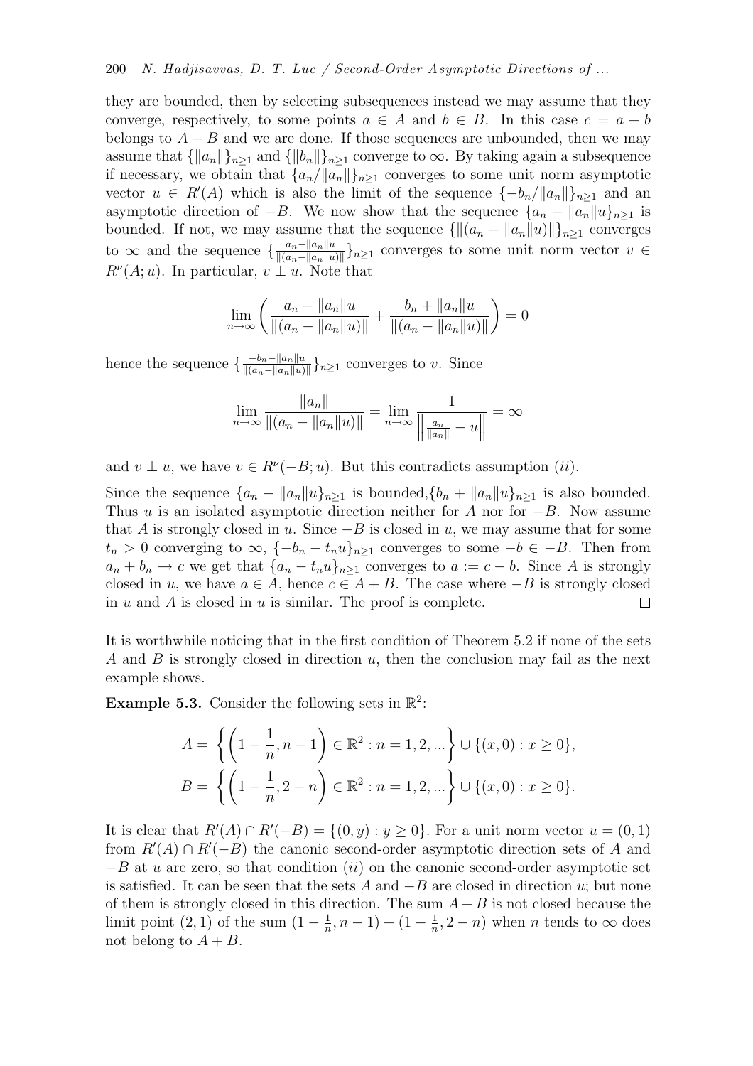they are bounded, then by selecting subsequences instead we may assume that they converge, respectively, to some points $a \in A$ and $b \in B$. In this case $c = a + b$ belongs to $A + B$ and we are done. If those sequences are unbounded, then we may assume that $\{\|a_n\|\}_{n\geq 1}$ and $\{\|b_n\|\}_{n\geq 1}$ converge to $\infty$. By taking again a subsequence if necessary, we obtain that $\{a_n/\|a_n\|\}_{n\geq 1}$ converges to some unit norm asymptotic vector $u \in R'(A)$ which is also the limit of the sequence $\{-b_n/\|a_n\|\}_{n\geq 1}$ and an asymptotic direction of $-B$. We now show that the sequence $\{a_n - \|a_n\|u\}_{n\geq 1}$ is bounded. If not, we may assume that the sequence $\{\|(a_n - \|a_n\|u)\|\}_{n\geq 1}$ converges to $\infty$ and the sequence $\{\frac{a_n - \|a_n\|u}{\|(a_n - \|a_n\|u)\|}\}_{n\geq 1}$ converges to some unit norm vector $v \in R^\nu(A; u)$. In particular, $v \perp u$. Note that

$$\lim_{n\to\infty}\left(\frac{a_n - \|a_n\|u}{\|(a_n - \|a_n\|u)\|} + \frac{b_n + \|a_n\|u}{\|(a_n - \|a_n\|u)\|}\right) = 0$$

hence the sequence $\{\frac{-b_n - \|a_n\|u}{\|(a_n - \|a_n\|u)\|}\}_{n\geq 1}$ converges to $v$. Since

$$\lim_{n\to\infty}\frac{\|a_n\|}{\|(a_n - \|a_n\|u)\|} = \lim_{n\to\infty}\frac{1}{\left\|\frac{a_n}{\|a_n\|} - u\right\|} = \infty$$

and $v \perp u$, we have $v \in R^\nu(-B; u)$. But this contradicts assumption $(ii)$.

Since the sequence $\{a_n - \|a_n\|u\}_{n\geq 1}$ is bounded,$\{b_n + \|a_n\|u\}_{n\geq 1}$ is also bounded. Thus $u$ is an isolated asymptotic direction neither for $A$ nor for $-B$. Now assume that $A$ is strongly closed in $u$. Since $-B$ is closed in $u$, we may assume that for some $t_n > 0$ converging to $\infty$, $\{-b_n - t_n u\}_{n\geq 1}$ converges to some $-b \in -B$. Then from $a_n + b_n \to c$ we get that $\{a_n - t_n u\}_{n\geq 1}$ converges to $a := c - b$. Since $A$ is strongly closed in $u$, we have $a \in A$, hence $c \in A + B$. The case where $-B$ is strongly closed in $u$ and $A$ is closed in $u$ is similar. The proof is complete. $\square$

It is worthwhile noticing that in the first condition of Theorem 5.2 if none of the sets $A$ and $B$ is strongly closed in direction $u$, then the conclusion may fail as the next example shows.

**Example 5.3.** Consider the following sets in $\mathbb{R}^2$:

$$A = \left\{\left(1 - \frac{1}{n}, n - 1\right) \in \mathbb{R}^2 : n = 1, 2, ...\right\} \cup \{(x, 0) : x \geq 0\},$$
$$B = \left\{\left(1 - \frac{1}{n}, 2 - n\right) \in \mathbb{R}^2 : n = 1, 2, ...\right\} \cup \{(x, 0) : x \geq 0\}.$$

It is clear that $R'(A) \cap R'(-B) = \{(0, y) : y \geq 0\}$. For a unit norm vector $u = (0, 1)$ from $R'(A) \cap R'(-B)$ the canonic second-order asymptotic direction sets of $A$ and $-B$ at $u$ are zero, so that condition $(ii)$ on the canonic second-order asymptotic set is satisfied. It can be seen that the sets $A$ and $-B$ are closed in direction $u$; but none of them is strongly closed in this direction. The sum $A + B$ is not closed because the limit point $(2, 1)$ of the sum $(1 - \frac{1}{n}, n - 1) + (1 - \frac{1}{n}, 2 - n)$ when $n$ tends to $\infty$ does not belong to $A + B$.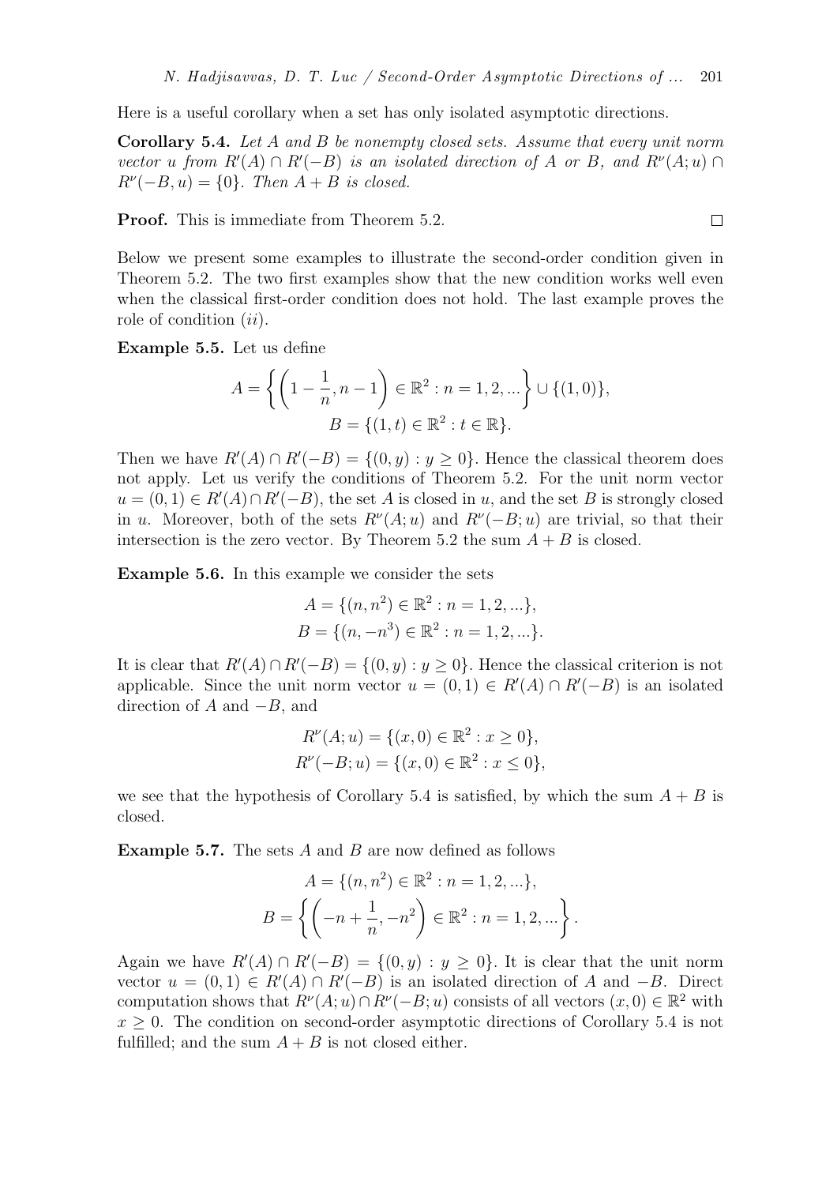Here is a useful corollary when a set has only isolated asymptotic directions.

**Corollary 5.4.** *Let $A$ and $B$ be nonempty closed sets. Assume that every unit norm vector $u$ from $R'(A) \cap R'(-B)$ is an isolated direction of $A$ or $B$, and $R^\nu(A;u) \cap R^\nu(-B,u) = \{0\}$. Then $A + B$ is closed.*

**Proof.** This is immediate from Theorem 5.2. □

Below we present some examples to illustrate the second-order condition given in Theorem 5.2. The two first examples show that the new condition works well even when the classical first-order condition does not hold. The last example proves the role of condition $(ii)$.

**Example 5.5.** Let us define

$$A = \left\{ \left(1 - \frac{1}{n}, n-1\right) \in \mathbb{R}^2 : n = 1, 2, ...\right\} \cup \{(1,0)\},$$
$$B = \{(1,t) \in \mathbb{R}^2 : t \in \mathbb{R}\}.$$

Then we have $R'(A) \cap R'(-B) = \{(0,y) : y \geq 0\}$. Hence the classical theorem does not apply. Let us verify the conditions of Theorem 5.2. For the unit norm vector $u = (0,1) \in R'(A) \cap R'(-B)$, the set $A$ is closed in $u$, and the set $B$ is strongly closed in $u$. Moreover, both of the sets $R^\nu(A;u)$ and $R^\nu(-B;u)$ are trivial, so that their intersection is the zero vector. By Theorem 5.2 the sum $A + B$ is closed.

**Example 5.6.** In this example we consider the sets

$$A = \{(n, n^2) \in \mathbb{R}^2 : n = 1, 2, ...\},$$
$$B = \{(n, -n^3) \in \mathbb{R}^2 : n = 1, 2, ...\}.$$

It is clear that $R'(A) \cap R'(-B) = \{(0,y) : y \geq 0\}$. Hence the classical criterion is not applicable. Since the unit norm vector $u = (0,1) \in R'(A) \cap R'(-B)$ is an isolated direction of $A$ and $-B$, and

$$R^\nu(A;u) = \{(x,0) \in \mathbb{R}^2 : x \geq 0\},$$
$$R^\nu(-B;u) = \{(x,0) \in \mathbb{R}^2 : x \leq 0\},$$

we see that the hypothesis of Corollary 5.4 is satisfied, by which the sum $A + B$ is closed.

**Example 5.7.** The sets $A$ and $B$ are now defined as follows

$$A = \{(n, n^2) \in \mathbb{R}^2 : n = 1, 2, ...\},$$
$$B = \left\{ \left(-n + \frac{1}{n}, -n^2\right) \in \mathbb{R}^2 : n = 1, 2, ...\right\}.$$

Again we have $R'(A) \cap R'(-B) = \{(0,y) : y \geq 0\}$. It is clear that the unit norm vector $u = (0,1) \in R'(A) \cap R'(-B)$ is an isolated direction of $A$ and $-B$. Direct computation shows that $R^\nu(A;u) \cap R^\nu(-B;u)$ consists of all vectors $(x,0) \in \mathbb{R}^2$ with $x \geq 0$. The condition on second-order asymptotic directions of Corollary 5.4 is not fulfilled; and the sum $A + B$ is not closed either.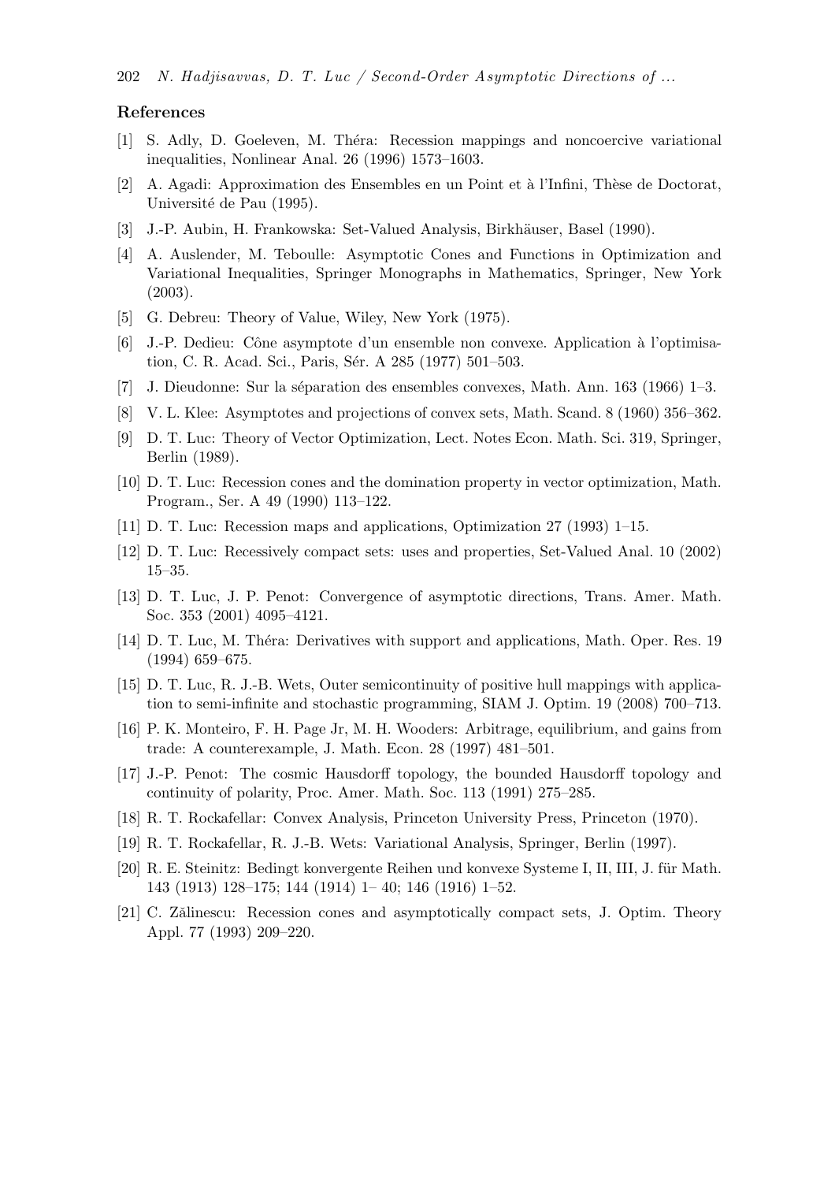## References

[1] S. Adly, D. Goeleven, M. Théra: Recession mappings and noncoercive variational inequalities, Nonlinear Anal. 26 (1996) 1573–1603.

[2] A. Agadi: Approximation des Ensembles en un Point et à l'Infini, Thèse de Doctorat, Université de Pau (1995).

[3] J.-P. Aubin, H. Frankowska: Set-Valued Analysis, Birkhäuser, Basel (1990).

[4] A. Auslender, M. Teboulle: Asymptotic Cones and Functions in Optimization and Variational Inequalities, Springer Monographs in Mathematics, Springer, New York (2003).

[5] G. Debreu: Theory of Value, Wiley, New York (1975).

[6] J.-P. Dedieu: Cône asymptote d'un ensemble non convexe. Application à l'optimisation, C. R. Acad. Sci., Paris, Sér. A 285 (1977) 501–503.

[7] J. Dieudonne: Sur la séparation des ensembles convexes, Math. Ann. 163 (1966) 1–3.

[8] V. L. Klee: Asymptotes and projections of convex sets, Math. Scand. 8 (1960) 356–362.

[9] D. T. Luc: Theory of Vector Optimization, Lect. Notes Econ. Math. Sci. 319, Springer, Berlin (1989).

[10] D. T. Luc: Recession cones and the domination property in vector optimization, Math. Program., Ser. A 49 (1990) 113–122.

[11] D. T. Luc: Recession maps and applications, Optimization 27 (1993) 1–15.

[12] D. T. Luc: Recessively compact sets: uses and properties, Set-Valued Anal. 10 (2002) 15–35.

[13] D. T. Luc, J. P. Penot: Convergence of asymptotic directions, Trans. Amer. Math. Soc. 353 (2001) 4095–4121.

[14] D. T. Luc, M. Théra: Derivatives with support and applications, Math. Oper. Res. 19 (1994) 659–675.

[15] D. T. Luc, R. J.-B. Wets, Outer semicontinuity of positive hull mappings with application to semi-infinite and stochastic programming, SIAM J. Optim. 19 (2008) 700–713.

[16] P. K. Monteiro, F. H. Page Jr, M. H. Wooders: Arbitrage, equilibrium, and gains from trade: A counterexample, J. Math. Econ. 28 (1997) 481–501.

[17] J.-P. Penot: The cosmic Hausdorff topology, the bounded Hausdorff topology and continuity of polarity, Proc. Amer. Math. Soc. 113 (1991) 275–285.

[18] R. T. Rockafellar: Convex Analysis, Princeton University Press, Princeton (1970).

[19] R. T. Rockafellar, R. J.-B. Wets: Variational Analysis, Springer, Berlin (1997).

[20] R. E. Steinitz: Bedingt konvergente Reihen und konvexe Systeme I, II, III, J. für Math. 143 (1913) 128–175; 144 (1914) 1– 40; 146 (1916) 1–52.

[21] C. Zălinescu: Recession cones and asymptotically compact sets, J. Optim. Theory Appl. 77 (1993) 209–220.